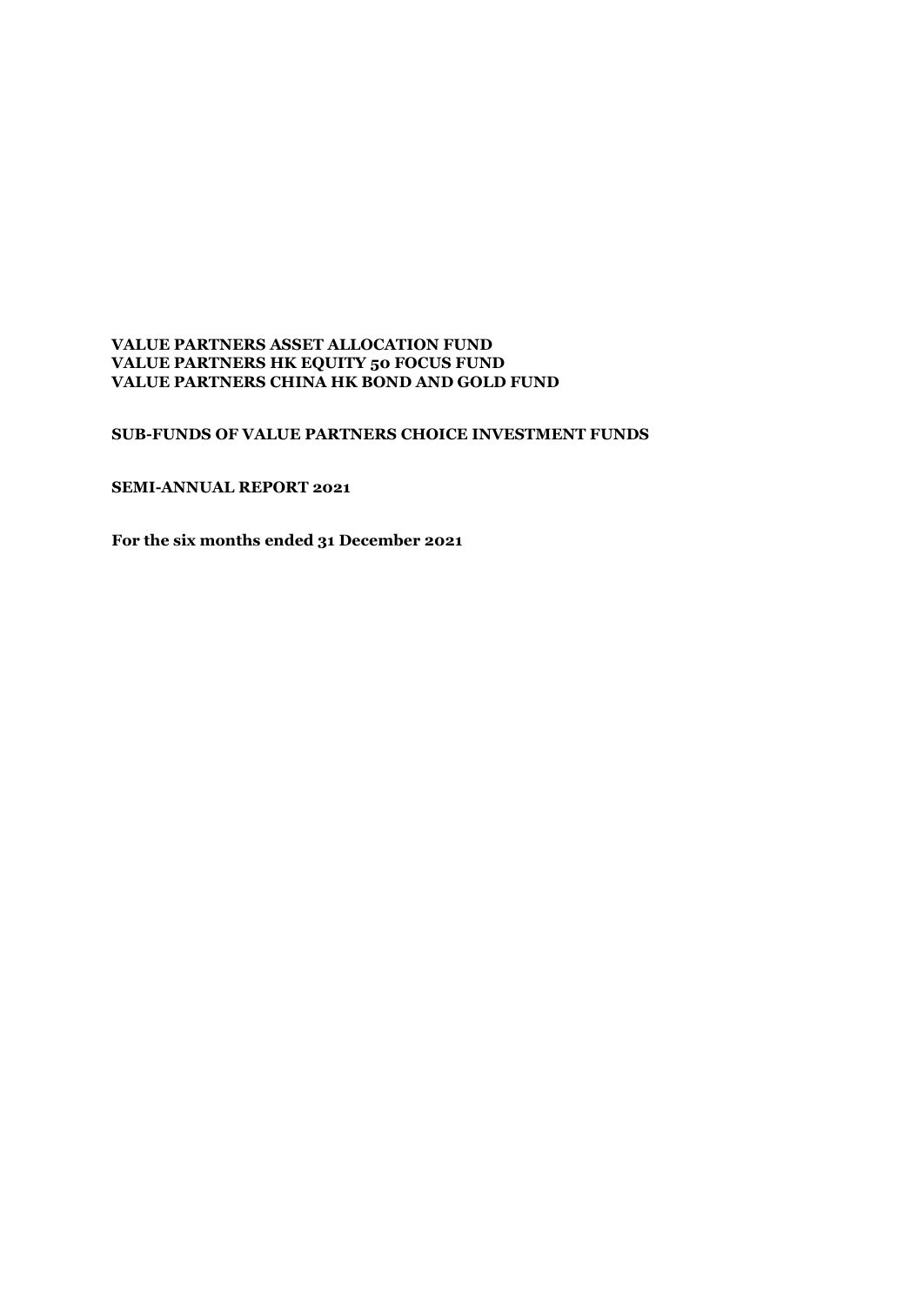**VALUE PARTNERS ASSET ALLOCATION FUND**
**VALUE PARTNERS HK EQUITY 50 FOCUS FUND**
**VALUE PARTNERS CHINA HK BOND AND GOLD FUND**

**SUB-FUNDS OF VALUE PARTNERS CHOICE INVESTMENT FUNDS**

**SEMI-ANNUAL REPORT 2021**

**For the six months ended 31 December 2021**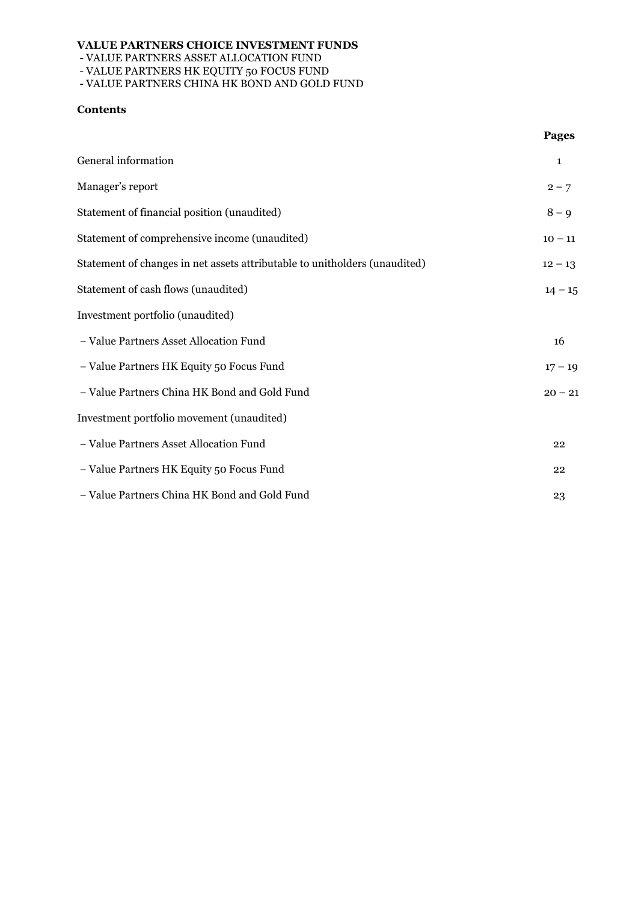**VALUE PARTNERS CHOICE INVESTMENT FUNDS**
- VALUE PARTNERS ASSET ALLOCATION FUND
- VALUE PARTNERS HK EQUITY 50 FOCUS FUND
- VALUE PARTNERS CHINA HK BOND AND GOLD FUND

**Contents**

| | Pages |
|---|---|
| General information | 1 |
| Manager's report | 2 – 7 |
| Statement of financial position (unaudited) | 8 – 9 |
| Statement of comprehensive income (unaudited) | 10 – 11 |
| Statement of changes in net assets attributable to unitholders (unaudited) | 12 – 13 |
| Statement of cash flows (unaudited) | 14 – 15 |
| Investment portfolio (unaudited) | |
| – Value Partners Asset Allocation Fund | 16 |
| – Value Partners HK Equity 50 Focus Fund | 17 – 19 |
| – Value Partners China HK Bond and Gold Fund | 20 – 21 |
| Investment portfolio movement (unaudited) | |
| – Value Partners Asset Allocation Fund | 22 |
| – Value Partners HK Equity 50 Focus Fund | 22 |
| – Value Partners China HK Bond and Gold Fund | 23 |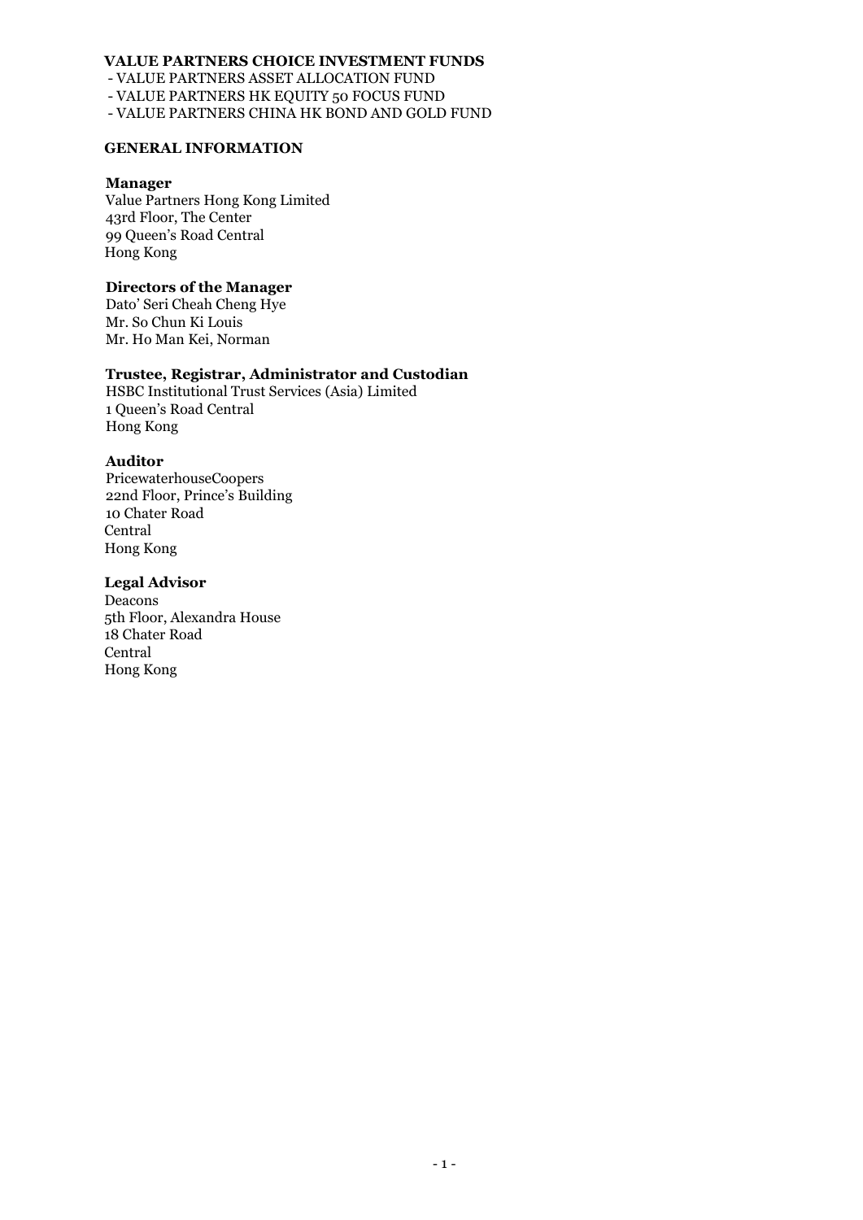**VALUE PARTNERS CHOICE INVESTMENT FUNDS**

- VALUE PARTNERS ASSET ALLOCATION FUND
- VALUE PARTNERS HK EQUITY 50 FOCUS FUND
- VALUE PARTNERS CHINA HK BOND AND GOLD FUND

## GENERAL INFORMATION

**Manager**

Value Partners Hong Kong Limited
43rd Floor, The Center
99 Queen's Road Central
Hong Kong

**Directors of the Manager**

Dato' Seri Cheah Cheng Hye
Mr. So Chun Ki Louis
Mr. Ho Man Kei, Norman

**Trustee, Registrar, Administrator and Custodian**

HSBC Institutional Trust Services (Asia) Limited
1 Queen's Road Central
Hong Kong

**Auditor**

PricewaterhouseCoopers
22nd Floor, Prince's Building
10 Chater Road
Central
Hong Kong

**Legal Advisor**

Deacons
5th Floor, Alexandra House
18 Chater Road
Central
Hong Kong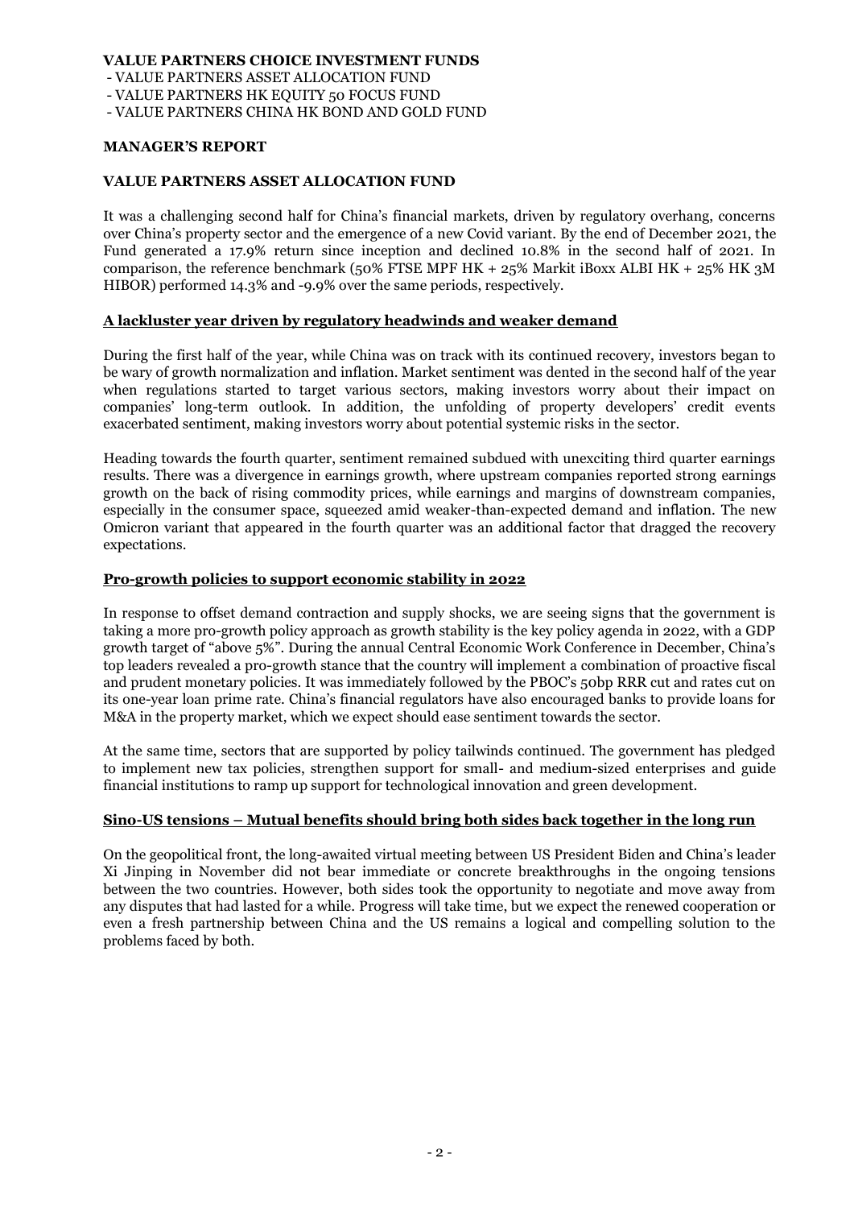**VALUE PARTNERS CHOICE INVESTMENT FUNDS**
- VALUE PARTNERS ASSET ALLOCATION FUND
- VALUE PARTNERS HK EQUITY 50 FOCUS FUND
- VALUE PARTNERS CHINA HK BOND AND GOLD FUND

**MANAGER'S REPORT**

**VALUE PARTNERS ASSET ALLOCATION FUND**

It was a challenging second half for China's financial markets, driven by regulatory overhang, concerns over China's property sector and the emergence of a new Covid variant. By the end of December 2021, the Fund generated a 17.9% return since inception and declined 10.8% in the second half of 2021. In comparison, the reference benchmark (50% FTSE MPF HK + 25% Markit iBoxx ALBI HK + 25% HK 3M HIBOR) performed 14.3% and -9.9% over the same periods, respectively.

**A lackluster year driven by regulatory headwinds and weaker demand**

During the first half of the year, while China was on track with its continued recovery, investors began to be wary of growth normalization and inflation. Market sentiment was dented in the second half of the year when regulations started to target various sectors, making investors worry about their impact on companies' long-term outlook. In addition, the unfolding of property developers' credit events exacerbated sentiment, making investors worry about potential systemic risks in the sector.

Heading towards the fourth quarter, sentiment remained subdued with unexciting third quarter earnings results. There was a divergence in earnings growth, where upstream companies reported strong earnings growth on the back of rising commodity prices, while earnings and margins of downstream companies, especially in the consumer space, squeezed amid weaker-than-expected demand and inflation. The new Omicron variant that appeared in the fourth quarter was an additional factor that dragged the recovery expectations.

**Pro-growth policies to support economic stability in 2022**

In response to offset demand contraction and supply shocks, we are seeing signs that the government is taking a more pro-growth policy approach as growth stability is the key policy agenda in 2022, with a GDP growth target of "above 5%". During the annual Central Economic Work Conference in December, China's top leaders revealed a pro-growth stance that the country will implement a combination of proactive fiscal and prudent monetary policies. It was immediately followed by the PBOC's 50bp RRR cut and rates cut on its one-year loan prime rate. China's financial regulators have also encouraged banks to provide loans for M&A in the property market, which we expect should ease sentiment towards the sector.

At the same time, sectors that are supported by policy tailwinds continued. The government has pledged to implement new tax policies, strengthen support for small- and medium-sized enterprises and guide financial institutions to ramp up support for technological innovation and green development.

**Sino-US tensions – Mutual benefits should bring both sides back together in the long run**

On the geopolitical front, the long-awaited virtual meeting between US President Biden and China's leader Xi Jinping in November did not bear immediate or concrete breakthroughs in the ongoing tensions between the two countries. However, both sides took the opportunity to negotiate and move away from any disputes that had lasted for a while. Progress will take time, but we expect the renewed cooperation or even a fresh partnership between China and the US remains a logical and compelling solution to the problems faced by both.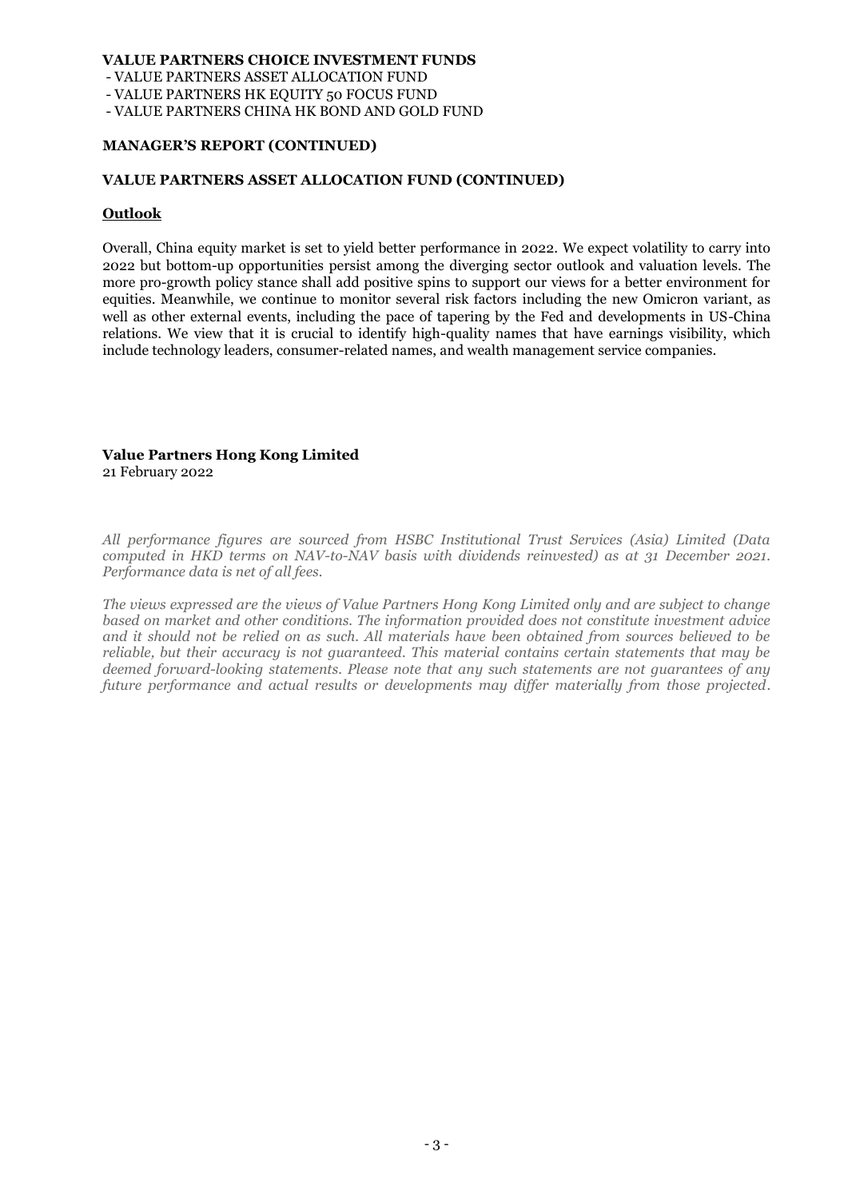**VALUE PARTNERS CHOICE INVESTMENT FUNDS**
- VALUE PARTNERS ASSET ALLOCATION FUND
- VALUE PARTNERS HK EQUITY 50 FOCUS FUND
- VALUE PARTNERS CHINA HK BOND AND GOLD FUND

**MANAGER'S REPORT (CONTINUED)**

**VALUE PARTNERS ASSET ALLOCATION FUND (CONTINUED)**

**Outlook**

Overall, China equity market is set to yield better performance in 2022. We expect volatility to carry into 2022 but bottom-up opportunities persist among the diverging sector outlook and valuation levels. The more pro-growth policy stance shall add positive spins to support our views for a better environment for equities. Meanwhile, we continue to monitor several risk factors including the new Omicron variant, as well as other external events, including the pace of tapering by the Fed and developments in US-China relations. We view that it is crucial to identify high-quality names that have earnings visibility, which include technology leaders, consumer-related names, and wealth management service companies.

**Value Partners Hong Kong Limited**
21 February 2022

*All performance figures are sourced from HSBC Institutional Trust Services (Asia) Limited (Data computed in HKD terms on NAV-to-NAV basis with dividends reinvested) as at 31 December 2021. Performance data is net of all fees.*

*The views expressed are the views of Value Partners Hong Kong Limited only and are subject to change based on market and other conditions. The information provided does not constitute investment advice and it should not be relied on as such. All materials have been obtained from sources believed to be reliable, but their accuracy is not guaranteed. This material contains certain statements that may be deemed forward-looking statements. Please note that any such statements are not guarantees of any future performance and actual results or developments may differ materially from those projected.*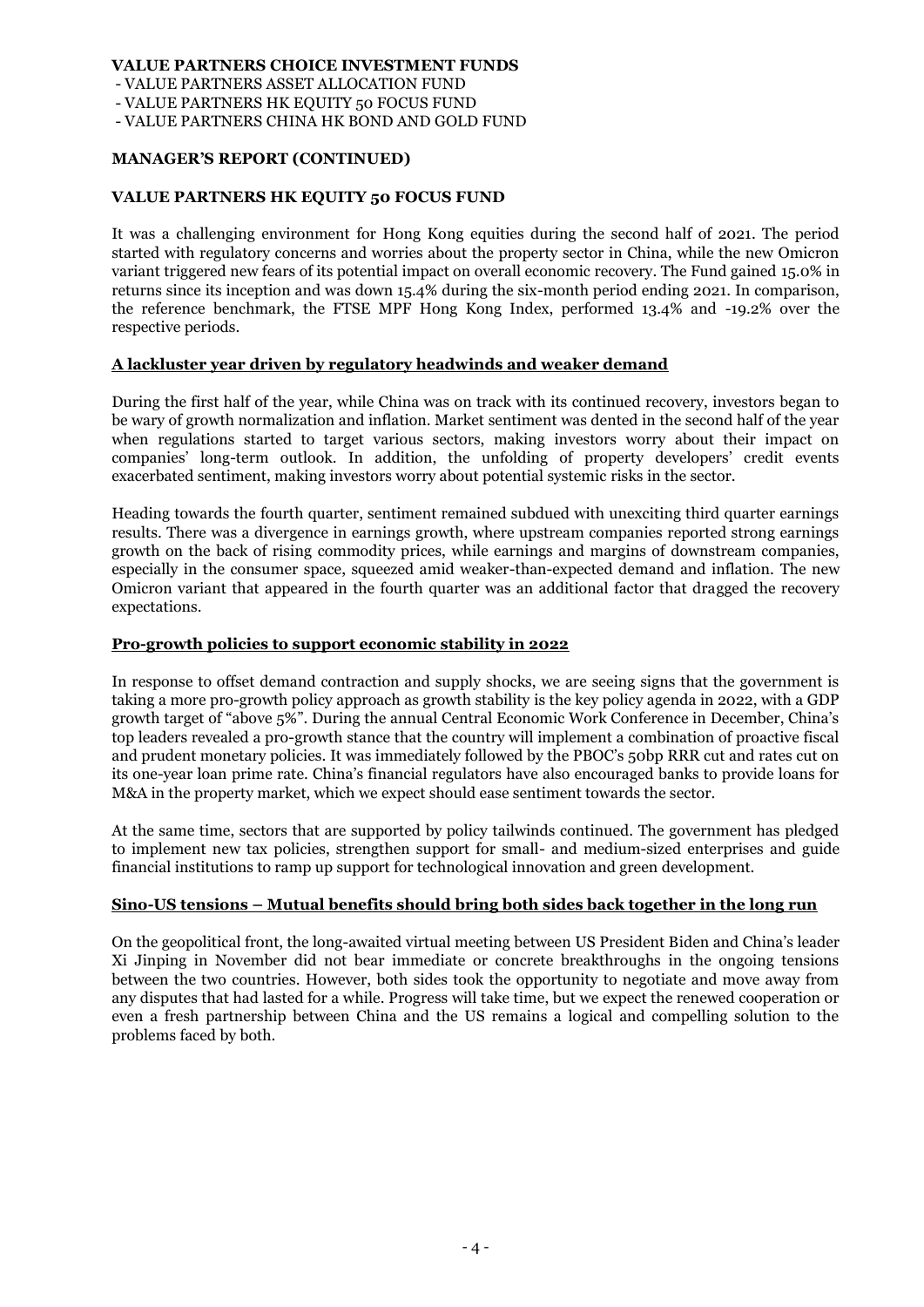**VALUE PARTNERS CHOICE INVESTMENT FUNDS**
- VALUE PARTNERS ASSET ALLOCATION FUND
- VALUE PARTNERS HK EQUITY 50 FOCUS FUND
- VALUE PARTNERS CHINA HK BOND AND GOLD FUND

**MANAGER'S REPORT (CONTINUED)**

**VALUE PARTNERS HK EQUITY 50 FOCUS FUND**

It was a challenging environment for Hong Kong equities during the second half of 2021. The period started with regulatory concerns and worries about the property sector in China, while the new Omicron variant triggered new fears of its potential impact on overall economic recovery. The Fund gained 15.0% in returns since its inception and was down 15.4% during the six-month period ending 2021. In comparison, the reference benchmark, the FTSE MPF Hong Kong Index, performed 13.4% and -19.2% over the respective periods.

**A lackluster year driven by regulatory headwinds and weaker demand**

During the first half of the year, while China was on track with its continued recovery, investors began to be wary of growth normalization and inflation. Market sentiment was dented in the second half of the year when regulations started to target various sectors, making investors worry about their impact on companies' long-term outlook. In addition, the unfolding of property developers' credit events exacerbated sentiment, making investors worry about potential systemic risks in the sector.

Heading towards the fourth quarter, sentiment remained subdued with unexciting third quarter earnings results. There was a divergence in earnings growth, where upstream companies reported strong earnings growth on the back of rising commodity prices, while earnings and margins of downstream companies, especially in the consumer space, squeezed amid weaker-than-expected demand and inflation. The new Omicron variant that appeared in the fourth quarter was an additional factor that dragged the recovery expectations.

**Pro-growth policies to support economic stability in 2022**

In response to offset demand contraction and supply shocks, we are seeing signs that the government is taking a more pro-growth policy approach as growth stability is the key policy agenda in 2022, with a GDP growth target of "above 5%". During the annual Central Economic Work Conference in December, China's top leaders revealed a pro-growth stance that the country will implement a combination of proactive fiscal and prudent monetary policies. It was immediately followed by the PBOC's 50bp RRR cut and rates cut on its one-year loan prime rate. China's financial regulators have also encouraged banks to provide loans for M&A in the property market, which we expect should ease sentiment towards the sector.

At the same time, sectors that are supported by policy tailwinds continued. The government has pledged to implement new tax policies, strengthen support for small- and medium-sized enterprises and guide financial institutions to ramp up support for technological innovation and green development.

**Sino-US tensions – Mutual benefits should bring both sides back together in the long run**

On the geopolitical front, the long-awaited virtual meeting between US President Biden and China's leader Xi Jinping in November did not bear immediate or concrete breakthroughs in the ongoing tensions between the two countries. However, both sides took the opportunity to negotiate and move away from any disputes that had lasted for a while. Progress will take time, but we expect the renewed cooperation or even a fresh partnership between China and the US remains a logical and compelling solution to the problems faced by both.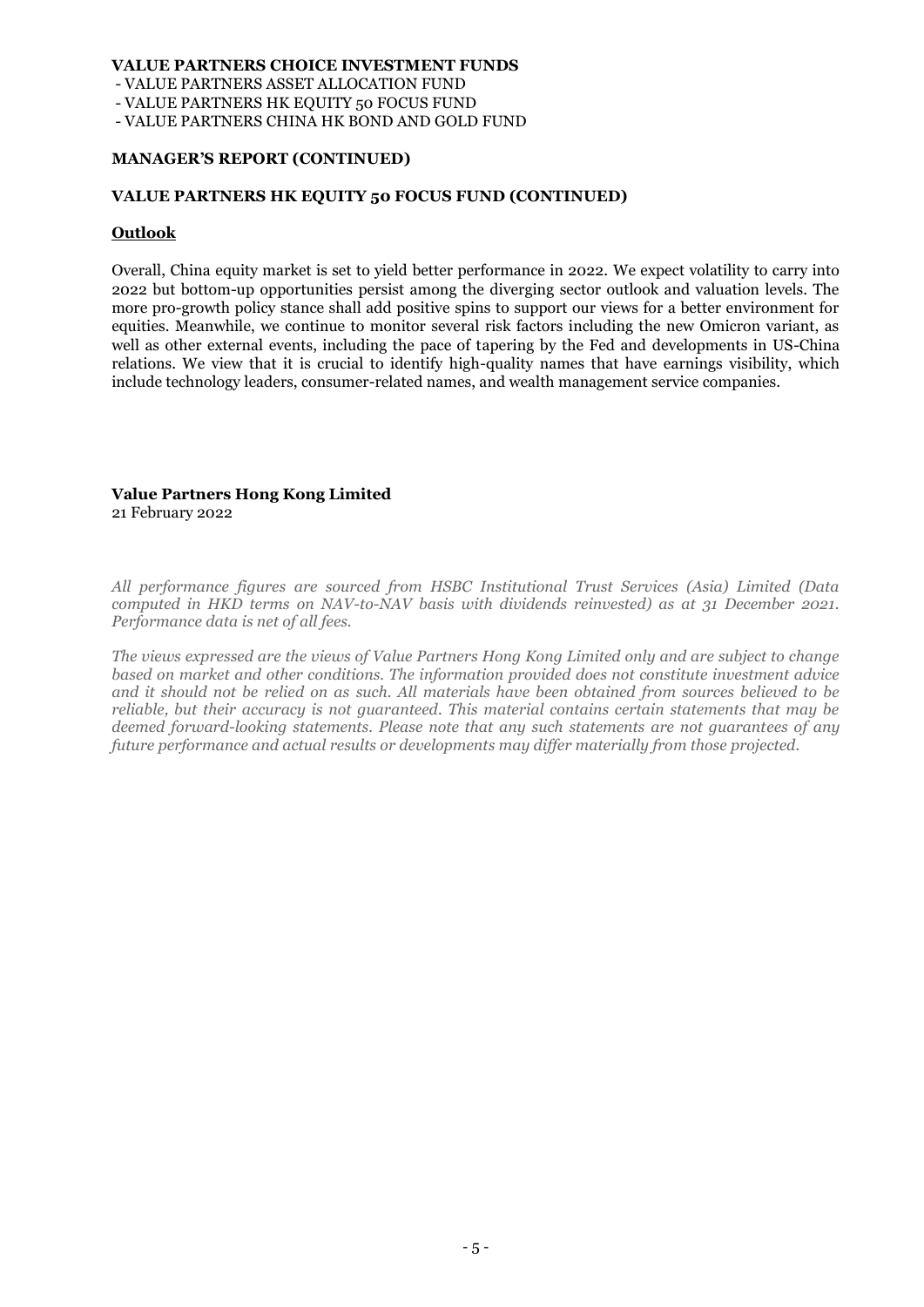**VALUE PARTNERS CHOICE INVESTMENT FUNDS**
- VALUE PARTNERS ASSET ALLOCATION FUND
- VALUE PARTNERS HK EQUITY 50 FOCUS FUND
- VALUE PARTNERS CHINA HK BOND AND GOLD FUND

**MANAGER'S REPORT (CONTINUED)**

**VALUE PARTNERS HK EQUITY 50 FOCUS FUND (CONTINUED)**

**Outlook**

Overall, China equity market is set to yield better performance in 2022. We expect volatility to carry into 2022 but bottom-up opportunities persist among the diverging sector outlook and valuation levels. The more pro-growth policy stance shall add positive spins to support our views for a better environment for equities. Meanwhile, we continue to monitor several risk factors including the new Omicron variant, as well as other external events, including the pace of tapering by the Fed and developments in US-China relations. We view that it is crucial to identify high-quality names that have earnings visibility, which include technology leaders, consumer-related names, and wealth management service companies.

**Value Partners Hong Kong Limited**
21 February 2022

*All performance figures are sourced from HSBC Institutional Trust Services (Asia) Limited (Data computed in HKD terms on NAV-to-NAV basis with dividends reinvested) as at 31 December 2021. Performance data is net of all fees.*

*The views expressed are the views of Value Partners Hong Kong Limited only and are subject to change based on market and other conditions. The information provided does not constitute investment advice and it should not be relied on as such. All materials have been obtained from sources believed to be reliable, but their accuracy is not guaranteed. This material contains certain statements that may be deemed forward-looking statements. Please note that any such statements are not guarantees of any future performance and actual results or developments may differ materially from those projected.*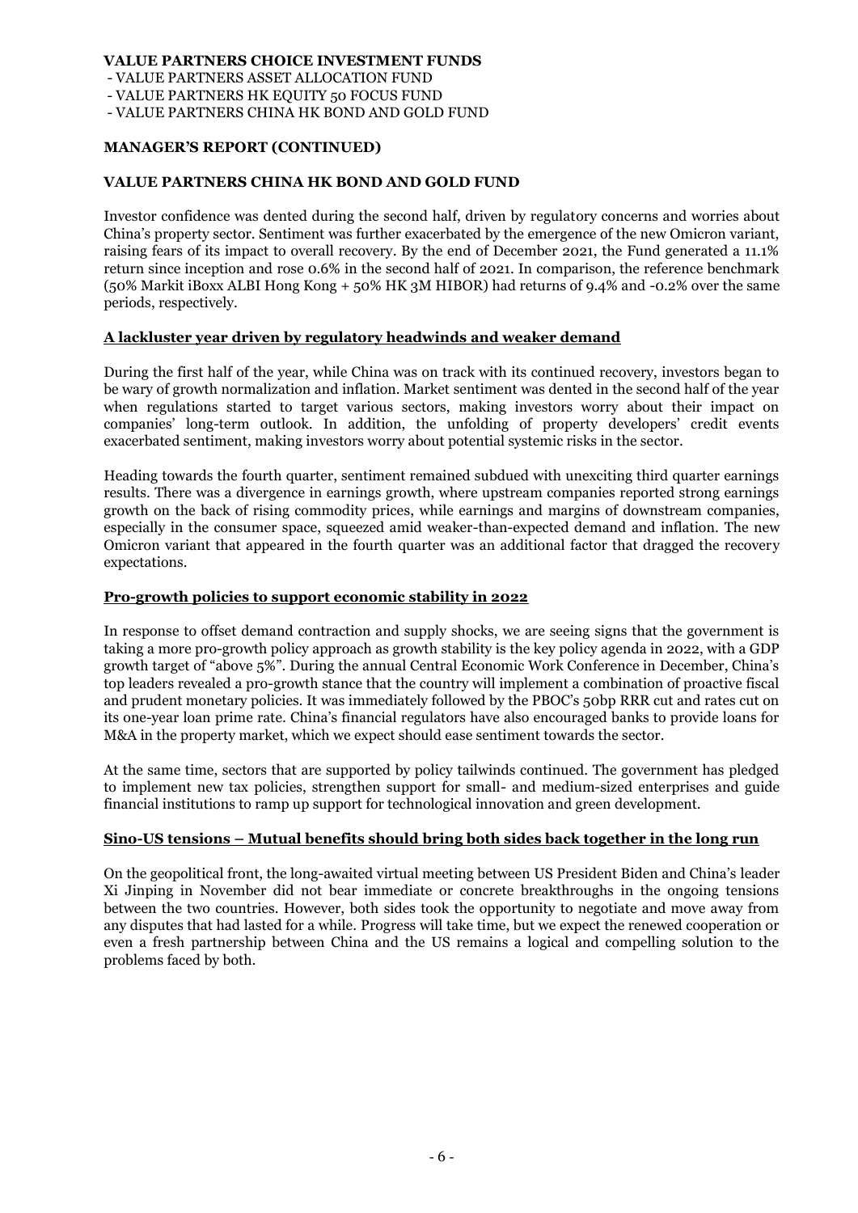**VALUE PARTNERS CHOICE INVESTMENT FUNDS**
- VALUE PARTNERS ASSET ALLOCATION FUND
- VALUE PARTNERS HK EQUITY 50 FOCUS FUND
- VALUE PARTNERS CHINA HK BOND AND GOLD FUND

**MANAGER'S REPORT (CONTINUED)**

**VALUE PARTNERS CHINA HK BOND AND GOLD FUND**

Investor confidence was dented during the second half, driven by regulatory concerns and worries about China's property sector. Sentiment was further exacerbated by the emergence of the new Omicron variant, raising fears of its impact to overall recovery. By the end of December 2021, the Fund generated a 11.1% return since inception and rose 0.6% in the second half of 2021. In comparison, the reference benchmark (50% Markit iBoxx ALBI Hong Kong + 50% HK 3M HIBOR) had returns of 9.4% and -0.2% over the same periods, respectively.

**A lackluster year driven by regulatory headwinds and weaker demand**

During the first half of the year, while China was on track with its continued recovery, investors began to be wary of growth normalization and inflation. Market sentiment was dented in the second half of the year when regulations started to target various sectors, making investors worry about their impact on companies' long-term outlook. In addition, the unfolding of property developers' credit events exacerbated sentiment, making investors worry about potential systemic risks in the sector.

Heading towards the fourth quarter, sentiment remained subdued with unexciting third quarter earnings results. There was a divergence in earnings growth, where upstream companies reported strong earnings growth on the back of rising commodity prices, while earnings and margins of downstream companies, especially in the consumer space, squeezed amid weaker-than-expected demand and inflation. The new Omicron variant that appeared in the fourth quarter was an additional factor that dragged the recovery expectations.

**Pro-growth policies to support economic stability in 2022**

In response to offset demand contraction and supply shocks, we are seeing signs that the government is taking a more pro-growth policy approach as growth stability is the key policy agenda in 2022, with a GDP growth target of "above 5%". During the annual Central Economic Work Conference in December, China's top leaders revealed a pro-growth stance that the country will implement a combination of proactive fiscal and prudent monetary policies. It was immediately followed by the PBOC's 50bp RRR cut and rates cut on its one-year loan prime rate. China's financial regulators have also encouraged banks to provide loans for M&A in the property market, which we expect should ease sentiment towards the sector.

At the same time, sectors that are supported by policy tailwinds continued. The government has pledged to implement new tax policies, strengthen support for small- and medium-sized enterprises and guide financial institutions to ramp up support for technological innovation and green development.

**Sino-US tensions – Mutual benefits should bring both sides back together in the long run**

On the geopolitical front, the long-awaited virtual meeting between US President Biden and China's leader Xi Jinping in November did not bear immediate or concrete breakthroughs in the ongoing tensions between the two countries. However, both sides took the opportunity to negotiate and move away from any disputes that had lasted for a while. Progress will take time, but we expect the renewed cooperation or even a fresh partnership between China and the US remains a logical and compelling solution to the problems faced by both.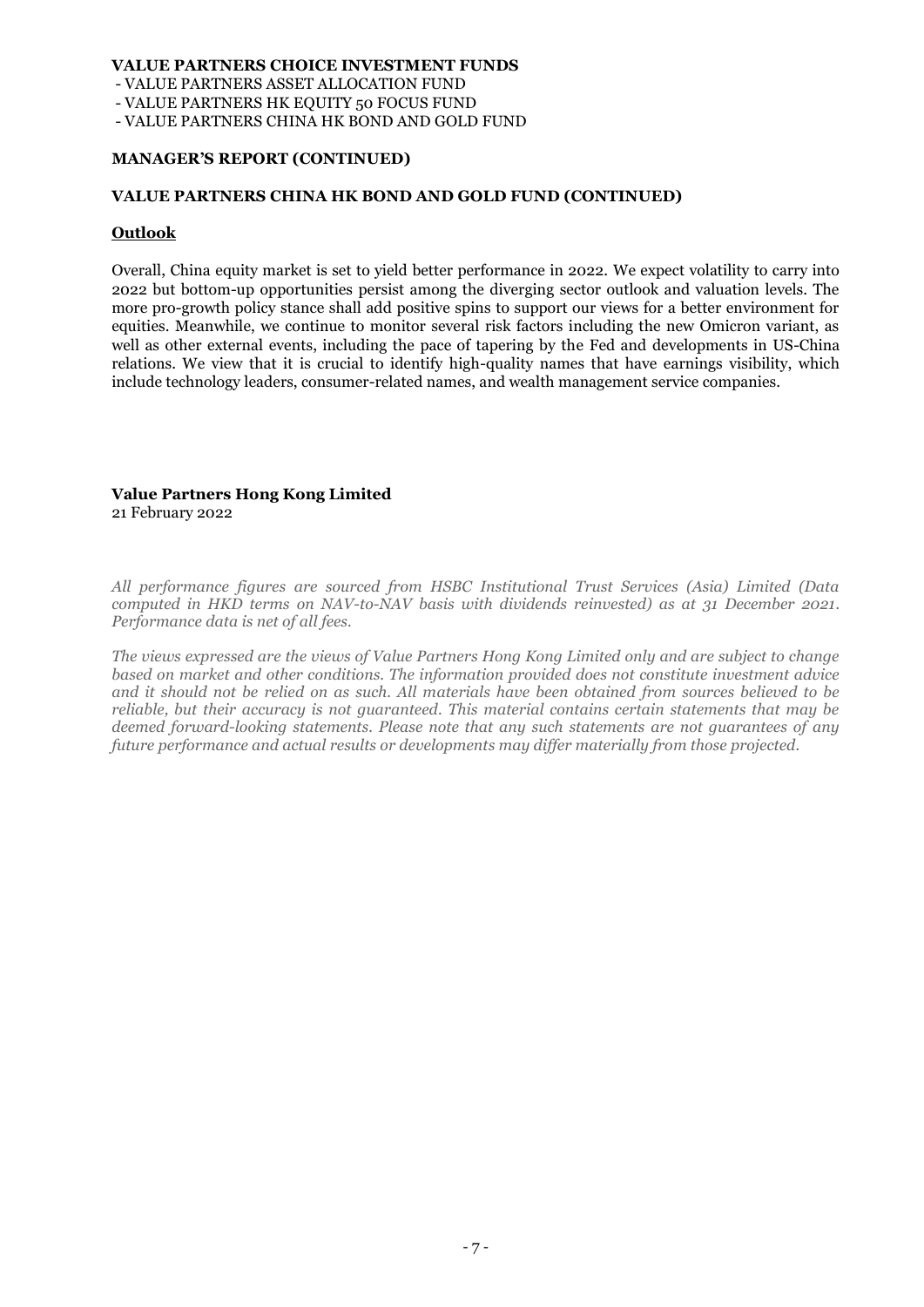**VALUE PARTNERS CHOICE INVESTMENT FUNDS**
- VALUE PARTNERS ASSET ALLOCATION FUND
- VALUE PARTNERS HK EQUITY 50 FOCUS FUND
- VALUE PARTNERS CHINA HK BOND AND GOLD FUND

**MANAGER'S REPORT (CONTINUED)**

**VALUE PARTNERS CHINA HK BOND AND GOLD FUND (CONTINUED)**

**Outlook**

Overall, China equity market is set to yield better performance in 2022. We expect volatility to carry into 2022 but bottom-up opportunities persist among the diverging sector outlook and valuation levels. The more pro-growth policy stance shall add positive spins to support our views for a better environment for equities. Meanwhile, we continue to monitor several risk factors including the new Omicron variant, as well as other external events, including the pace of tapering by the Fed and developments in US-China relations. We view that it is crucial to identify high-quality names that have earnings visibility, which include technology leaders, consumer-related names, and wealth management service companies.

**Value Partners Hong Kong Limited**
21 February 2022

*All performance figures are sourced from HSBC Institutional Trust Services (Asia) Limited (Data computed in HKD terms on NAV-to-NAV basis with dividends reinvested) as at 31 December 2021. Performance data is net of all fees.*

*The views expressed are the views of Value Partners Hong Kong Limited only and are subject to change based on market and other conditions. The information provided does not constitute investment advice and it should not be relied on as such. All materials have been obtained from sources believed to be reliable, but their accuracy is not guaranteed. This material contains certain statements that may be deemed forward-looking statements. Please note that any such statements are not guarantees of any future performance and actual results or developments may differ materially from those projected.*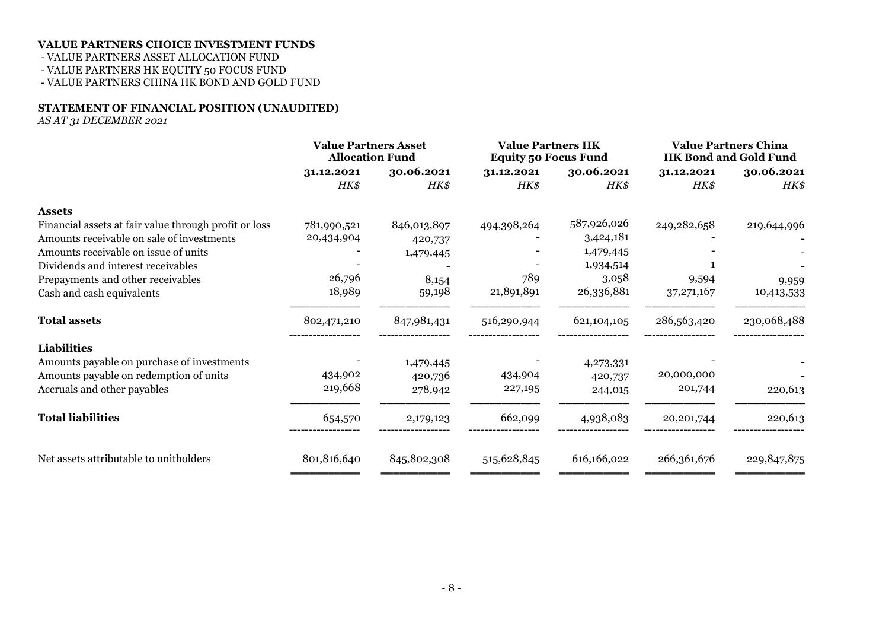**VALUE PARTNERS CHOICE INVESTMENT FUNDS**

- VALUE PARTNERS ASSET ALLOCATION FUND
- VALUE PARTNERS HK EQUITY 50 FOCUS FUND
- VALUE PARTNERS CHINA HK BOND AND GOLD FUND

**STATEMENT OF FINANCIAL POSITION (UNAUDITED)**

*AS AT 31 DECEMBER 2021*

| | **Value Partners Asset Allocation Fund** | | **Value Partners HK Equity 50 Focus Fund** | | **Value Partners China HK Bond and Gold Fund** | |
|---|---|---|---|---|---|---|
| | **31.12.2021** | **30.06.2021** | **31.12.2021** | **30.06.2021** | **31.12.2021** | **30.06.2021** |
| | *HK$* | *HK$* | *HK$* | *HK$* | *HK$* | *HK$* |
| **Assets** | | | | | | |
| Financial assets at fair value through profit or loss | 781,990,521 | 846,013,897 | 494,398,264 | 587,926,026 | 249,282,658 | 219,644,996 |
| Amounts receivable on sale of investments | 20,434,904 | 420,737 | - | 3,424,181 | - | - |
| Amounts receivable on issue of units | - | 1,479,445 | - | 1,479,445 | - | - |
| Dividends and interest receivables | - | - | - | 1,934,514 | 1 | - |
| Prepayments and other receivables | 26,796 | 8,154 | 789 | 3,058 | 9,594 | 9,959 |
| Cash and cash equivalents | 18,989 | 59,198 | 21,891,891 | 26,336,881 | 37,271,167 | 10,413,533 |
| **Total assets** | 802,471,210 | 847,981,431 | 516,290,944 | 621,104,105 | 286,563,420 | 230,068,488 |
| **Liabilities** | | | | | | |
| Amounts payable on purchase of investments | - | 1,479,445 | - | 4,273,331 | - | - |
| Amounts payable on redemption of units | 434,902 | 420,736 | 434,904 | 420,737 | 20,000,000 | - |
| Accruals and other payables | 219,668 | 278,942 | 227,195 | 244,015 | 201,744 | 220,613 |
| **Total liabilities** | 654,570 | 2,179,123 | 662,099 | 4,938,083 | 20,201,744 | 220,613 |
| Net assets attributable to unitholders | 801,816,640 | 845,802,308 | 515,628,845 | 616,166,022 | 266,361,676 | 229,847,875 |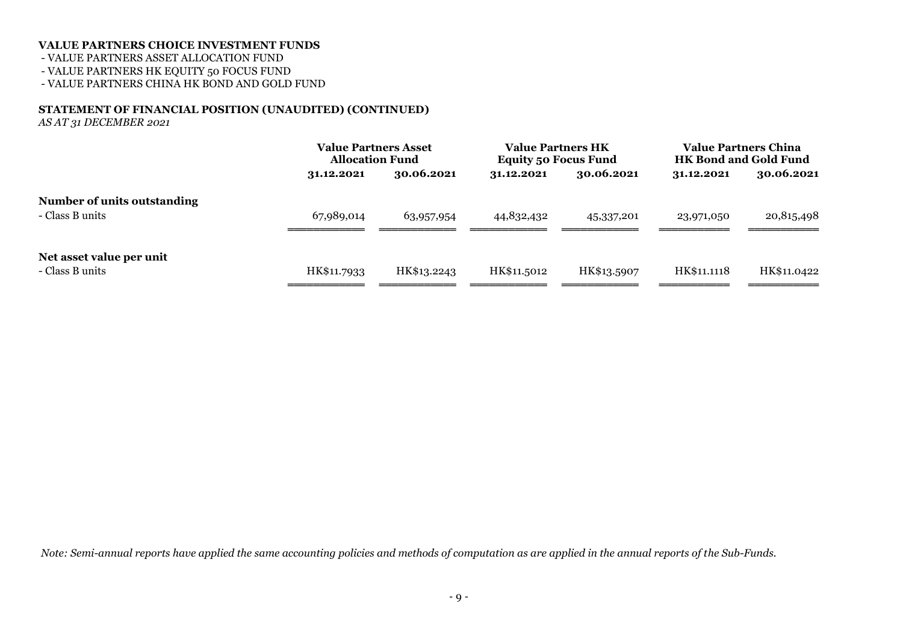**VALUE PARTNERS CHOICE INVESTMENT FUNDS**

- VALUE PARTNERS ASSET ALLOCATION FUND
- VALUE PARTNERS HK EQUITY 50 FOCUS FUND
- VALUE PARTNERS CHINA HK BOND AND GOLD FUND

**STATEMENT OF FINANCIAL POSITION (UNAUDITED) (CONTINUED)**

*AS AT 31 DECEMBER 2021*

| | **Value Partners Asset Allocation Fund** | | **Value Partners HK Equity 50 Focus Fund** | | **Value Partners China HK Bond and Gold Fund** | |
|---|---|---|---|---|---|---|
| | **31.12.2021** | **30.06.2021** | **31.12.2021** | **30.06.2021** | **31.12.2021** | **30.06.2021** |
| **Number of units outstanding** | | | | | | |
| - Class B units | 67,989,014 | 63,957,954 | 44,832,432 | 45,337,201 | 23,971,050 | 20,815,498 |
| **Net asset value per unit** | | | | | | |
| - Class B units | HK$11.7933 | HK$13.2243 | HK$11.5012 | HK$13.5907 | HK$11.1118 | HK$11.0422 |

*Note: Semi-annual reports have applied the same accounting policies and methods of computation as are applied in the annual reports of the Sub-Funds.*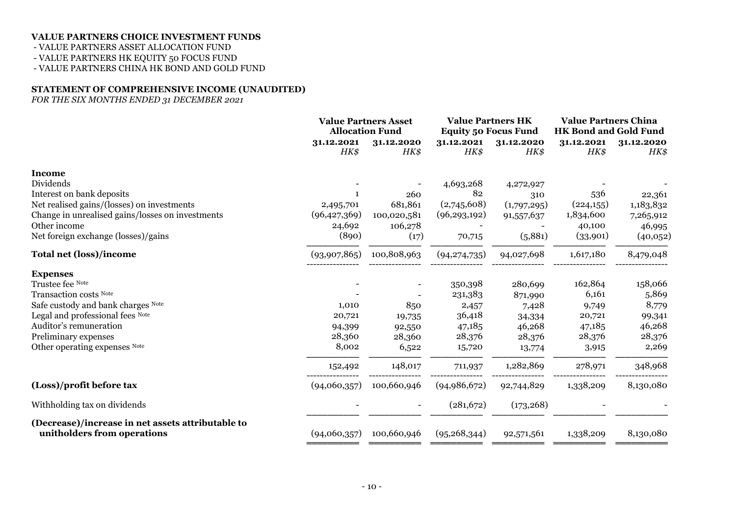**VALUE PARTNERS CHOICE INVESTMENT FUNDS**

- VALUE PARTNERS ASSET ALLOCATION FUND
- VALUE PARTNERS HK EQUITY 50 FOCUS FUND
- VALUE PARTNERS CHINA HK BOND AND GOLD FUND

**STATEMENT OF COMPREHENSIVE INCOME (UNAUDITED)**

*FOR THE SIX MONTHS ENDED 31 DECEMBER 2021*

| | **Value Partners Asset Allocation Fund** | | **Value Partners HK Equity 50 Focus Fund** | | **Value Partners China HK Bond and Gold Fund** | |
|---|---|---|---|---|---|---|
| | **31.12.2021** *HK$* | **31.12.2020** *HK$* | **31.12.2021** *HK$* | **31.12.2020** *HK$* | **31.12.2021** *HK$* | **31.12.2020** *HK$* |
| **Income** | | | | | | |
| Dividends | - | - | 4,693,268 | 4,272,927 | - | - |
| Interest on bank deposits | 1 | 260 | 82 | 310 | 536 | 22,361 |
| Net realised gains/(losses) on investments | 2,495,701 | 681,861 | (2,745,608) | (1,797,295) | (224,155) | 1,183,832 |
| Change in unrealised gains/losses on investments | (96,427,369) | 100,020,581 | (96,293,192) | 91,557,637 | 1,834,600 | 7,265,912 |
| Other income | 24,692 | 106,278 | - | - | 40,100 | 46,995 |
| Net foreign exchange (losses)/gains | (890) | (17) | 70,715 | (5,881) | (33,901) | (40,052) |
| **Total net (loss)/income** | (93,907,865) | 100,808,963 | (94,274,735) | 94,027,698 | 1,617,180 | 8,479,048 |
| **Expenses** | | | | | | |
| Trustee fee Note | - | - | 350,398 | 280,699 | 162,864 | 158,066 |
| Transaction costs Note | - | - | 231,383 | 871,990 | 6,161 | 5,869 |
| Safe custody and bank charges Note | 1,010 | 850 | 2,457 | 7,428 | 9,749 | 8,779 |
| Legal and professional fees Note | 20,721 | 19,735 | 36,418 | 34,334 | 20,721 | 99,341 |
| Auditor's remuneration | 94,399 | 92,550 | 47,185 | 46,268 | 47,185 | 46,268 |
| Preliminary expenses | 28,360 | 28,360 | 28,376 | 28,376 | 28,376 | 28,376 |
| Other operating expenses Note | 8,002 | 6,522 | 15,720 | 13,774 | 3,915 | 2,269 |
| | 152,492 | 148,017 | 711,937 | 1,282,869 | 278,971 | 348,968 |
| **(Loss)/profit before tax** | (94,060,357) | 100,660,946 | (94,986,672) | 92,744,829 | 1,338,209 | 8,130,080 |
| Withholding tax on dividends | - | - | (281,672) | (173,268) | - | - |
| **(Decrease)/increase in net assets attributable to unitholders from operations** | (94,060,357) | 100,660,946 | (95,268,344) | 92,571,561 | 1,338,209 | 8,130,080 |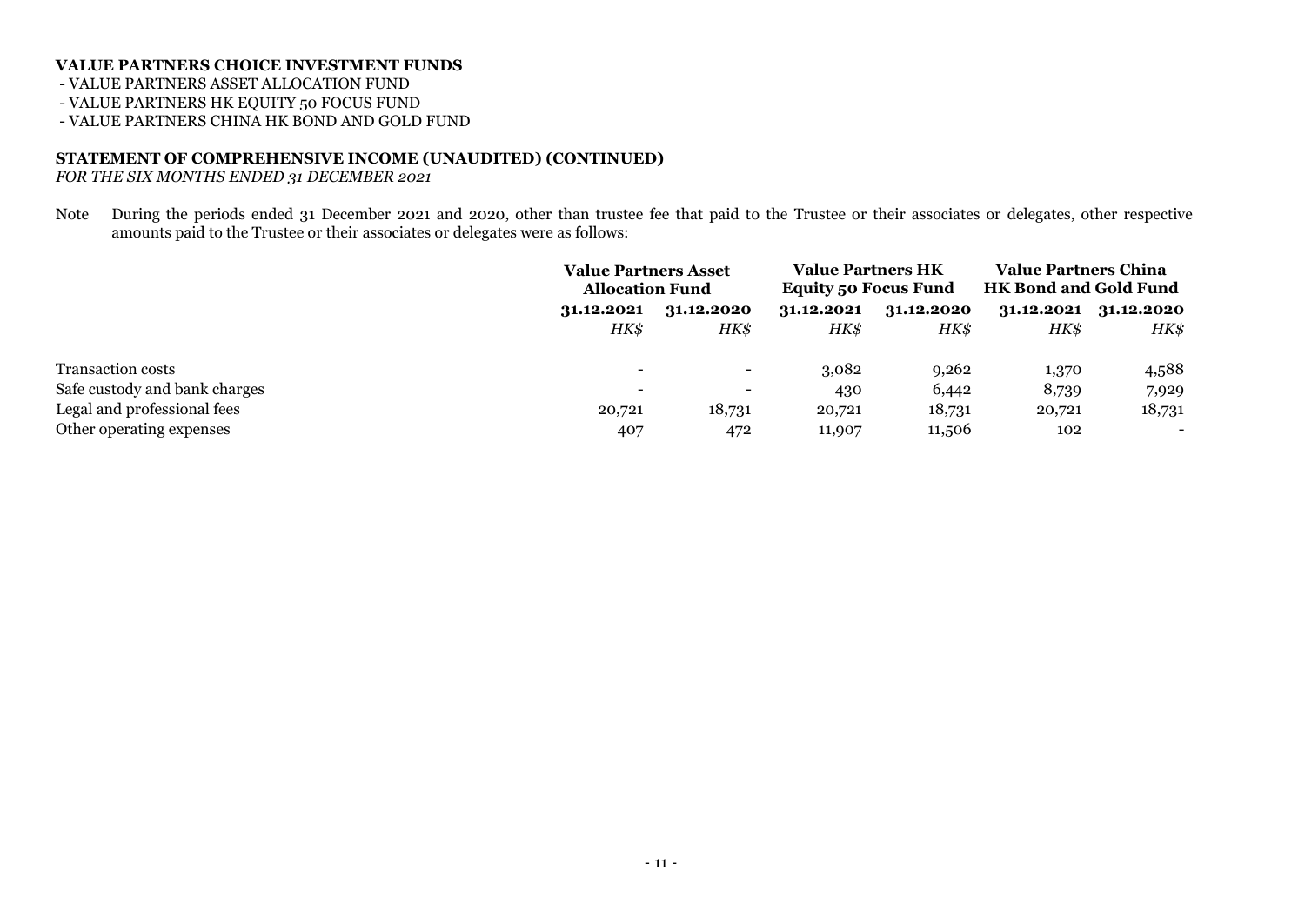**VALUE PARTNERS CHOICE INVESTMENT FUNDS**

- VALUE PARTNERS ASSET ALLOCATION FUND
- VALUE PARTNERS HK EQUITY 50 FOCUS FUND
- VALUE PARTNERS CHINA HK BOND AND GOLD FUND

**STATEMENT OF COMPREHENSIVE INCOME (UNAUDITED) (CONTINUED)**

*FOR THE SIX MONTHS ENDED 31 DECEMBER 2021*

Note During the periods ended 31 December 2021 and 2020, other than trustee fee that paid to the Trustee or their associates or delegates, other respective amounts paid to the Trustee or their associates or delegates were as follows:

| | **Value Partners Asset Allocation Fund** | | **Value Partners HK Equity 50 Focus Fund** | | **Value Partners China HK Bond and Gold Fund** | |
|---|---|---|---|---|---|---|
| | **31.12.2021** | **31.12.2020** | **31.12.2021** | **31.12.2020** | **31.12.2021** | **31.12.2020** |
| | *HK$* | *HK$* | *HK$* | *HK$* | *HK$* | *HK$* |
| Transaction costs | - | - | 3,082 | 9,262 | 1,370 | 4,588 |
| Safe custody and bank charges | - | - | 430 | 6,442 | 8,739 | 7,929 |
| Legal and professional fees | 20,721 | 18,731 | 20,721 | 18,731 | 20,721 | 18,731 |
| Other operating expenses | 407 | 472 | 11,907 | 11,506 | 102 | - |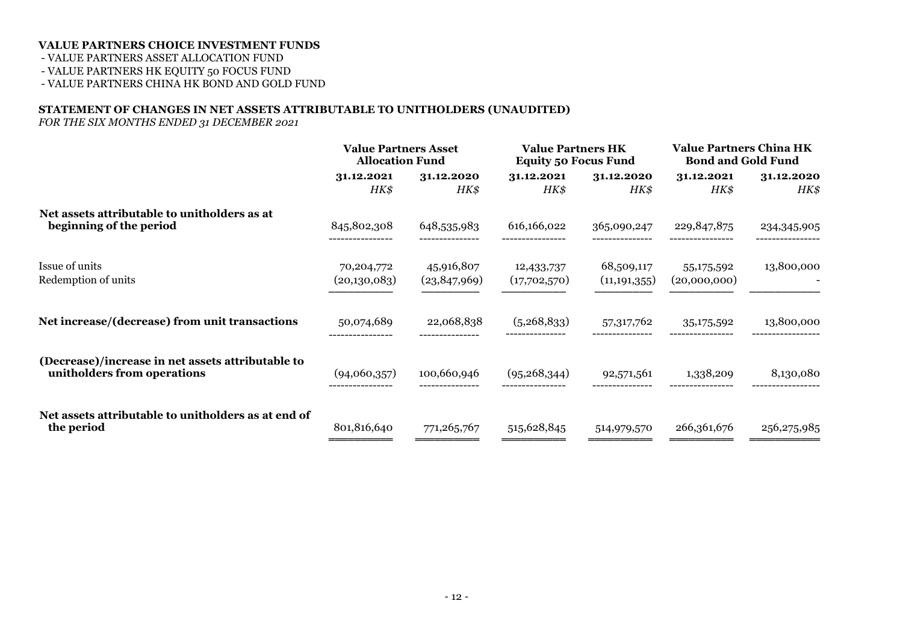**VALUE PARTNERS CHOICE INVESTMENT FUNDS**

- VALUE PARTNERS ASSET ALLOCATION FUND
- VALUE PARTNERS HK EQUITY 50 FOCUS FUND
- VALUE PARTNERS CHINA HK BOND AND GOLD FUND

**STATEMENT OF CHANGES IN NET ASSETS ATTRIBUTABLE TO UNITHOLDERS (UNAUDITED)**

*FOR THE SIX MONTHS ENDED 31 DECEMBER 2021*

| | Value Partners Asset Allocation Fund | | Value Partners HK Equity 50 Focus Fund | | Value Partners China HK Bond and Gold Fund | |
|---|---|---|---|---|---|---|
| | **31.12.2021** | **31.12.2020** | **31.12.2021** | **31.12.2020** | **31.12.2021** | **31.12.2020** |
| | *HK$* | *HK$* | *HK$* | *HK$* | *HK$* | *HK$* |
| **Net assets attributable to unitholders as at beginning of the period** | 845,802,308 | 648,535,983 | 616,166,022 | 365,090,247 | 229,847,875 | 234,345,905 |
| Issue of units | 70,204,772 | 45,916,807 | 12,433,737 | 68,509,117 | 55,175,592 | 13,800,000 |
| Redemption of units | (20,130,083) | (23,847,969) | (17,702,570) | (11,191,355) | (20,000,000) | - |
| **Net increase/(decrease) from unit transactions** | 50,074,689 | 22,068,838 | (5,268,833) | 57,317,762 | 35,175,592 | 13,800,000 |
| **(Decrease)/increase in net assets attributable to unitholders from operations** | (94,060,357) | 100,660,946 | (95,268,344) | 92,571,561 | 1,338,209 | 8,130,080 |
| **Net assets attributable to unitholders as at end of the period** | 801,816,640 | 771,265,767 | 515,628,845 | 514,979,570 | 266,361,676 | 256,275,985 |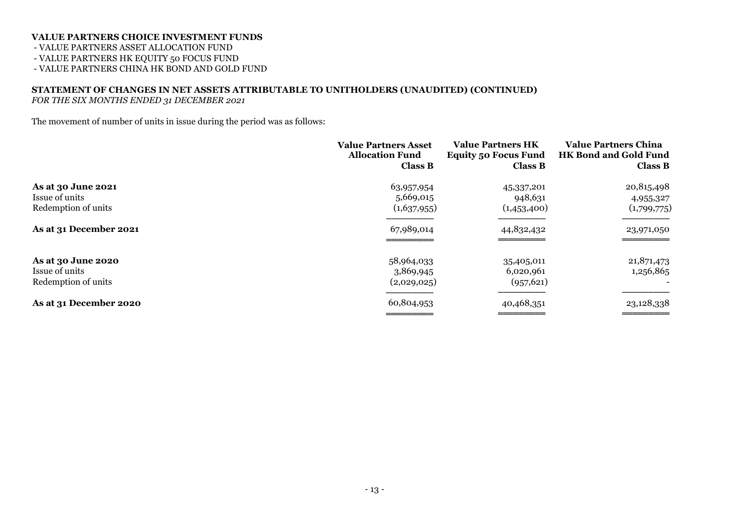**VALUE PARTNERS CHOICE INVESTMENT FUNDS**

- VALUE PARTNERS ASSET ALLOCATION FUND
- VALUE PARTNERS HK EQUITY 50 FOCUS FUND
- VALUE PARTNERS CHINA HK BOND AND GOLD FUND

**STATEMENT OF CHANGES IN NET ASSETS ATTRIBUTABLE TO UNITHOLDERS (UNAUDITED) (CONTINUED)**
*FOR THE SIX MONTHS ENDED 31 DECEMBER 2021*

The movement of number of units in issue during the period was as follows:

| | Value Partners Asset Allocation Fund Class B | Value Partners HK Equity 50 Focus Fund Class B | Value Partners China HK Bond and Gold Fund Class B |
|---|---|---|---|
| **As at 30 June 2021** | 63,957,954 | 45,337,201 | 20,815,498 |
| Issue of units | 5,669,015 | 948,631 | 4,955,327 |
| Redemption of units | (1,637,955) | (1,453,400) | (1,799,775) |
| **As at 31 December 2021** | 67,989,014 | 44,832,432 | 23,971,050 |
| | | | |
| **As at 30 June 2020** | 58,964,033 | 35,405,011 | 21,871,473 |
| Issue of units | 3,869,945 | 6,020,961 | 1,256,865 |
| Redemption of units | (2,029,025) | (957,621) | - |
| **As at 31 December 2020** | 60,804,953 | 40,468,351 | 23,128,338 |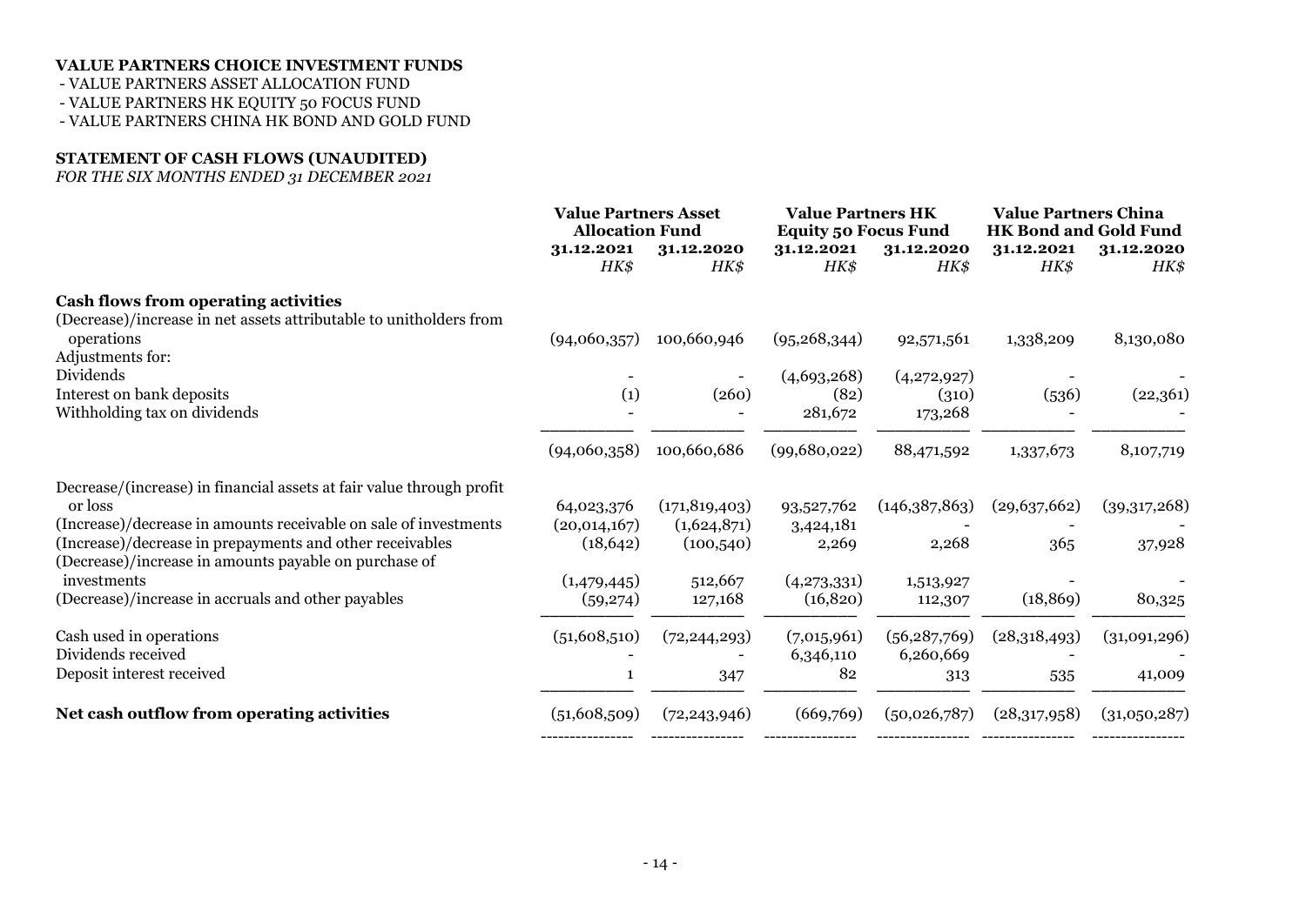**VALUE PARTNERS CHOICE INVESTMENT FUNDS**
- VALUE PARTNERS ASSET ALLOCATION FUND
- VALUE PARTNERS HK EQUITY 50 FOCUS FUND
- VALUE PARTNERS CHINA HK BOND AND GOLD FUND

**STATEMENT OF CASH FLOWS (UNAUDITED)**
*FOR THE SIX MONTHS ENDED 31 DECEMBER 2021*

| | Value Partners Asset Allocation Fund | | Value Partners HK Equity 50 Focus Fund | | Value Partners China HK Bond and Gold Fund | |
|---|---|---|---|---|---|---|
| | 31.12.2021 | 31.12.2020 | 31.12.2021 | 31.12.2020 | 31.12.2021 | 31.12.2020 |
| | *HK$* | *HK$* | *HK$* | *HK$* | *HK$* | *HK$* |
| **Cash flows from operating activities** | | | | | | |
| (Decrease)/increase in net assets attributable to unitholders from operations | (94,060,357) | 100,660,946 | (95,268,344) | 92,571,561 | 1,338,209 | 8,130,080 |
| Adjustments for: | | | | | | |
| Dividends | - | - | (4,693,268) | (4,272,927) | - | - |
| Interest on bank deposits | (1) | (260) | (82) | (310) | (536) | (22,361) |
| Withholding tax on dividends | - | - | 281,672 | 173,268 | - | - |
| | (94,060,358) | 100,660,686 | (99,680,022) | 88,471,592 | 1,337,673 | 8,107,719 |
| Decrease/(increase) in financial assets at fair value through profit or loss | 64,023,376 | (171,819,403) | 93,527,762 | (146,387,863) | (29,637,662) | (39,317,268) |
| (Increase)/decrease in amounts receivable on sale of investments | (20,014,167) | (1,624,871) | 3,424,181 | - | - | - |
| (Increase)/decrease in prepayments and other receivables | (18,642) | (100,540) | 2,269 | 2,268 | 365 | 37,928 |
| (Decrease)/increase in amounts payable on purchase of investments | (1,479,445) | 512,667 | (4,273,331) | 1,513,927 | - | - |
| (Decrease)/increase in accruals and other payables | (59,274) | 127,168 | (16,820) | 112,307 | (18,869) | 80,325 |
| Cash used in operations | (51,608,510) | (72,244,293) | (7,015,961) | (56,287,769) | (28,318,493) | (31,091,296) |
| Dividends received | - | - | 6,346,110 | 6,260,669 | - | - |
| Deposit interest received | 1 | 347 | 82 | 313 | 535 | 41,009 |
| **Net cash outflow from operating activities** | (51,608,509) | (72,243,946) | (669,769) | (50,026,787) | (28,317,958) | (31,050,287) |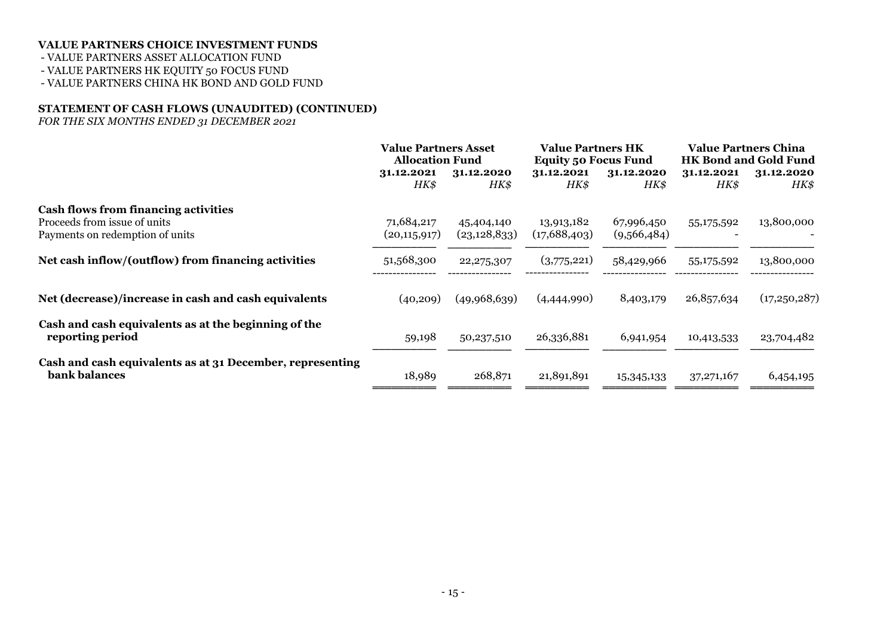**VALUE PARTNERS CHOICE INVESTMENT FUNDS**

- VALUE PARTNERS ASSET ALLOCATION FUND
- VALUE PARTNERS HK EQUITY 50 FOCUS FUND
- VALUE PARTNERS CHINA HK BOND AND GOLD FUND

**STATEMENT OF CASH FLOWS (UNAUDITED) (CONTINUED)**

*FOR THE SIX MONTHS ENDED 31 DECEMBER 2021*

| | Value Partners Asset Allocation Fund | | Value Partners HK Equity 50 Focus Fund | | Value Partners China HK Bond and Gold Fund | |
|---|---|---|---|---|---|---|
| | **31.12.2021** | **31.12.2020** | **31.12.2021** | **31.12.2020** | **31.12.2021** | **31.12.2020** |
| | *HK$* | *HK$* | *HK$* | *HK$* | *HK$* | *HK$* |
| **Cash flows from financing activities** | | | | | | |
| Proceeds from issue of units | 71,684,217 | 45,404,140 | 13,913,182 | 67,996,450 | 55,175,592 | 13,800,000 |
| Payments on redemption of units | (20,115,917) | (23,128,833) | (17,688,403) | (9,566,484) | - | - |
| **Net cash inflow/(outflow) from financing activities** | 51,568,300 | 22,275,307 | (3,775,221) | 58,429,966 | 55,175,592 | 13,800,000 |
| **Net (decrease)/increase in cash and cash equivalents** | (40,209) | (49,968,639) | (4,444,990) | 8,403,179 | 26,857,634 | (17,250,287) |
| **Cash and cash equivalents as at the beginning of the reporting period** | 59,198 | 50,237,510 | 26,336,881 | 6,941,954 | 10,413,533 | 23,704,482 |
| **Cash and cash equivalents as at 31 December, representing bank balances** | 18,989 | 268,871 | 21,891,891 | 15,345,133 | 37,271,167 | 6,454,195 |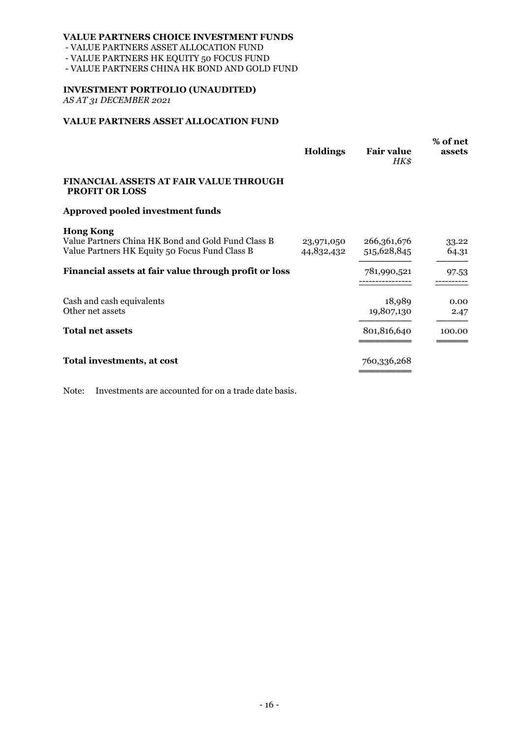**VALUE PARTNERS CHOICE INVESTMENT FUNDS**
- VALUE PARTNERS ASSET ALLOCATION FUND
- VALUE PARTNERS HK EQUITY 50 FOCUS FUND
- VALUE PARTNERS CHINA HK BOND AND GOLD FUND

**INVESTMENT PORTFOLIO (UNAUDITED)**
*AS AT 31 DECEMBER 2021*

**VALUE PARTNERS ASSET ALLOCATION FUND**

| | Holdings | Fair value *HK$* | % of net assets |
|---|---|---|---|
| **FINANCIAL ASSETS AT FAIR VALUE THROUGH PROFIT OR LOSS** | | | |
| **Approved pooled investment funds** | | | |
| **Hong Kong** | | | |
| Value Partners China HK Bond and Gold Fund Class B | 23,971,050 | 266,361,676 | 33.22 |
| Value Partners HK Equity 50 Focus Fund Class B | 44,832,432 | 515,628,845 | 64.31 |
| **Financial assets at fair value through profit or loss** | | 781,990,521 | 97.53 |
| Cash and cash equivalents | | 18,989 | 0.00 |
| Other net assets | | 19,807,130 | 2.47 |
| **Total net assets** | | 801,816,640 | 100.00 |
| **Total investments, at cost** | | 760,336,268 | |

Note: Investments are accounted for on a trade date basis.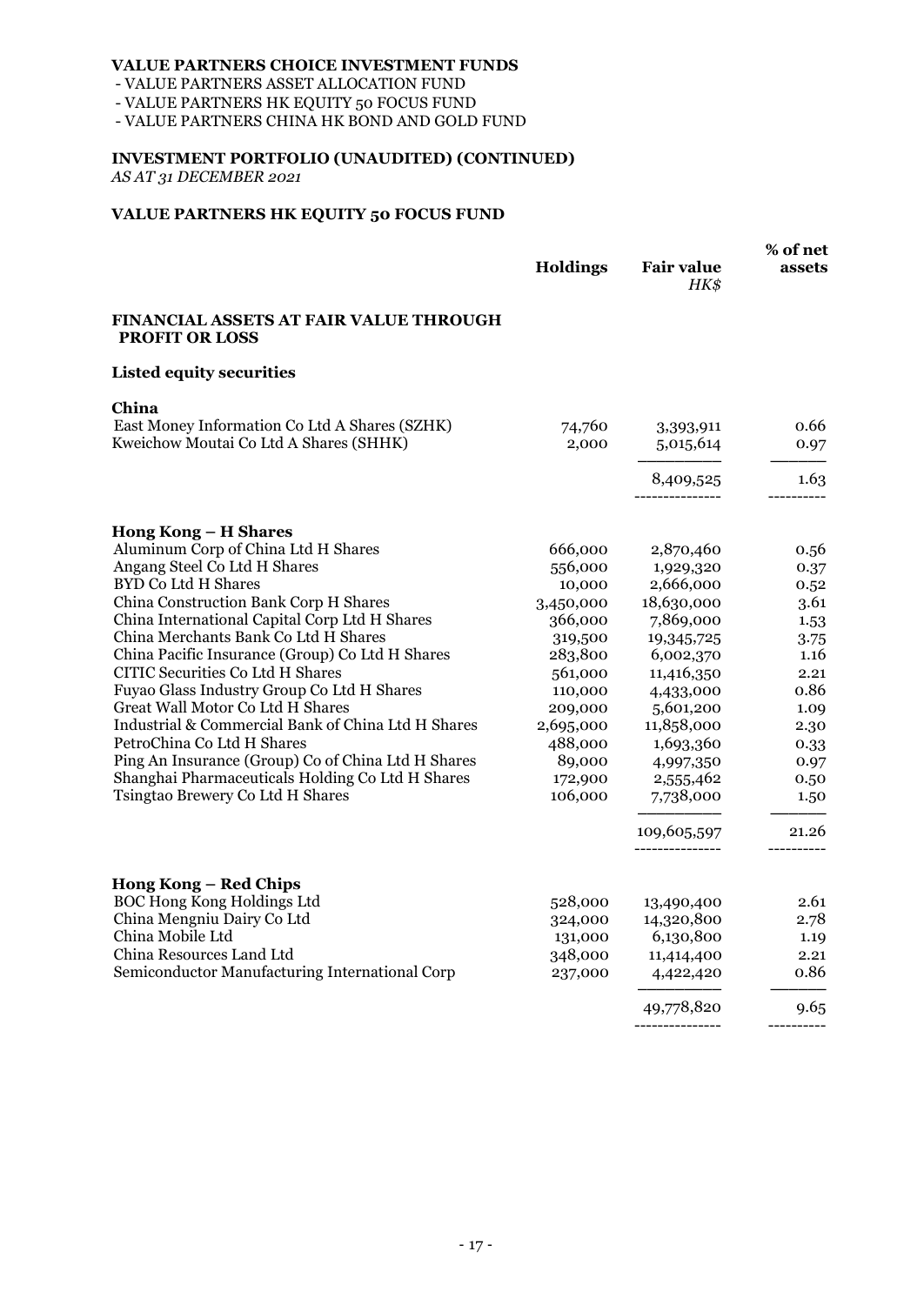**VALUE PARTNERS CHOICE INVESTMENT FUNDS**

- VALUE PARTNERS ASSET ALLOCATION FUND
- VALUE PARTNERS HK EQUITY 50 FOCUS FUND
- VALUE PARTNERS CHINA HK BOND AND GOLD FUND

**INVESTMENT PORTFOLIO (UNAUDITED) (CONTINUED)**

*AS AT 31 DECEMBER 2021*

**VALUE PARTNERS HK EQUITY 50 FOCUS FUND**

| | Holdings | Fair value *HK$* | % of net assets |
|---|---|---|---|
| **FINANCIAL ASSETS AT FAIR VALUE THROUGH PROFIT OR LOSS** | | | |
| **Listed equity securities** | | | |
| **China** | | | |
| East Money Information Co Ltd A Shares (SZHK) | 74,760 | 3,393,911 | 0.66 |
| Kweichow Moutai Co Ltd A Shares (SHHK) | 2,000 | 5,015,614 | 0.97 |
| | | 8,409,525 | 1.63 |
| **Hong Kong – H Shares** | | | |
| Aluminum Corp of China Ltd H Shares | 666,000 | 2,870,460 | 0.56 |
| Angang Steel Co Ltd H Shares | 556,000 | 1,929,320 | 0.37 |
| BYD Co Ltd H Shares | 10,000 | 2,666,000 | 0.52 |
| China Construction Bank Corp H Shares | 3,450,000 | 18,630,000 | 3.61 |
| China International Capital Corp Ltd H Shares | 366,000 | 7,869,000 | 1.53 |
| China Merchants Bank Co Ltd H Shares | 319,500 | 19,345,725 | 3.75 |
| China Pacific Insurance (Group) Co Ltd H Shares | 283,800 | 6,002,370 | 1.16 |
| CITIC Securities Co Ltd H Shares | 561,000 | 11,416,350 | 2.21 |
| Fuyao Glass Industry Group Co Ltd H Shares | 110,000 | 4,433,000 | 0.86 |
| Great Wall Motor Co Ltd H Shares | 209,000 | 5,601,200 | 1.09 |
| Industrial & Commercial Bank of China Ltd H Shares | 2,695,000 | 11,858,000 | 2.30 |
| PetroChina Co Ltd H Shares | 488,000 | 1,693,360 | 0.33 |
| Ping An Insurance (Group) Co of China Ltd H Shares | 89,000 | 4,997,350 | 0.97 |
| Shanghai Pharmaceuticals Holding Co Ltd H Shares | 172,900 | 2,555,462 | 0.50 |
| Tsingtao Brewery Co Ltd H Shares | 106,000 | 7,738,000 | 1.50 |
| | | 109,605,597 | 21.26 |
| **Hong Kong – Red Chips** | | | |
| BOC Hong Kong Holdings Ltd | 528,000 | 13,490,400 | 2.61 |
| China Mengniu Dairy Co Ltd | 324,000 | 14,320,800 | 2.78 |
| China Mobile Ltd | 131,000 | 6,130,800 | 1.19 |
| China Resources Land Ltd | 348,000 | 11,414,400 | 2.21 |
| Semiconductor Manufacturing International Corp | 237,000 | 4,422,420 | 0.86 |
| | | 49,778,820 | 9.65 |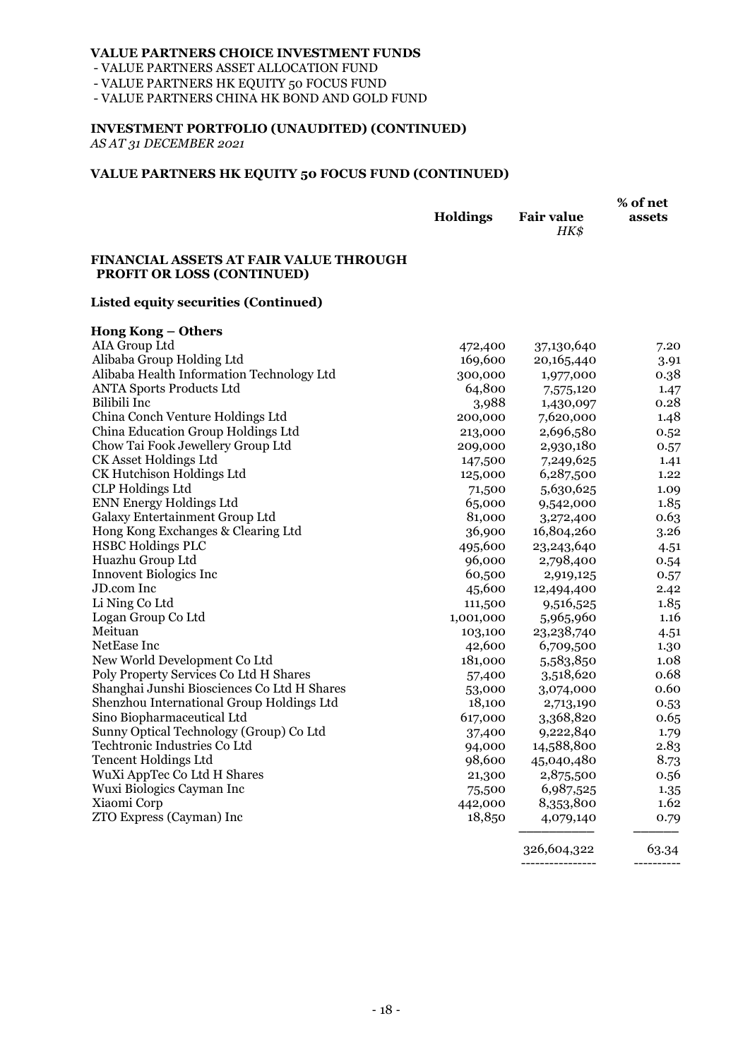**VALUE PARTNERS CHOICE INVESTMENT FUNDS**

- VALUE PARTNERS ASSET ALLOCATION FUND
- VALUE PARTNERS HK EQUITY 50 FOCUS FUND
- VALUE PARTNERS CHINA HK BOND AND GOLD FUND

**INVESTMENT PORTFOLIO (UNAUDITED) (CONTINUED)**

*AS AT 31 DECEMBER 2021*

**VALUE PARTNERS HK EQUITY 50 FOCUS FUND (CONTINUED)**

| | Holdings | Fair value *HK$* | % of net assets |
|---|---|---|---|
| **FINANCIAL ASSETS AT FAIR VALUE THROUGH PROFIT OR LOSS (CONTINUED)** | | | |
| **Listed equity securities (Continued)** | | | |
| **Hong Kong – Others** | | | |
| AIA Group Ltd | 472,400 | 37,130,640 | 7.20 |
| Alibaba Group Holding Ltd | 169,600 | 20,165,440 | 3.91 |
| Alibaba Health Information Technology Ltd | 300,000 | 1,977,000 | 0.38 |
| ANTA Sports Products Ltd | 64,800 | 7,575,120 | 1.47 |
| Bilibili Inc | 3,988 | 1,430,097 | 0.28 |
| China Conch Venture Holdings Ltd | 200,000 | 7,620,000 | 1.48 |
| China Education Group Holdings Ltd | 213,000 | 2,696,580 | 0.52 |
| Chow Tai Fook Jewellery Group Ltd | 209,000 | 2,930,180 | 0.57 |
| CK Asset Holdings Ltd | 147,500 | 7,249,625 | 1.41 |
| CK Hutchison Holdings Ltd | 125,000 | 6,287,500 | 1.22 |
| CLP Holdings Ltd | 71,500 | 5,630,625 | 1.09 |
| ENN Energy Holdings Ltd | 65,000 | 9,542,000 | 1.85 |
| Galaxy Entertainment Group Ltd | 81,000 | 3,272,400 | 0.63 |
| Hong Kong Exchanges & Clearing Ltd | 36,900 | 16,804,260 | 3.26 |
| HSBC Holdings PLC | 495,600 | 23,243,640 | 4.51 |
| Huazhu Group Ltd | 96,000 | 2,798,400 | 0.54 |
| Innovent Biologics Inc | 60,500 | 2,919,125 | 0.57 |
| JD.com Inc | 45,600 | 12,494,400 | 2.42 |
| Li Ning Co Ltd | 111,500 | 9,516,525 | 1.85 |
| Logan Group Co Ltd | 1,001,000 | 5,965,960 | 1.16 |
| Meituan | 103,100 | 23,238,740 | 4.51 |
| NetEase Inc | 42,600 | 6,709,500 | 1.30 |
| New World Development Co Ltd | 181,000 | 5,583,850 | 1.08 |
| Poly Property Services Co Ltd H Shares | 57,400 | 3,518,620 | 0.68 |
| Shanghai Junshi Biosciences Co Ltd H Shares | 53,000 | 3,074,000 | 0.60 |
| Shenzhou International Group Holdings Ltd | 18,100 | 2,713,190 | 0.53 |
| Sino Biopharmaceutical Ltd | 617,000 | 3,368,820 | 0.65 |
| Sunny Optical Technology (Group) Co Ltd | 37,400 | 9,222,840 | 1.79 |
| Techtronic Industries Co Ltd | 94,000 | 14,588,800 | 2.83 |
| Tencent Holdings Ltd | 98,600 | 45,040,480 | 8.73 |
| WuXi AppTec Co Ltd H Shares | 21,300 | 2,875,500 | 0.56 |
| Wuxi Biologics Cayman Inc | 75,500 | 6,987,525 | 1.35 |
| Xiaomi Corp | 442,000 | 8,353,800 | 1.62 |
| ZTO Express (Cayman) Inc | 18,850 | 4,079,140 | 0.79 |
| | | 326,604,322 | 63.34 |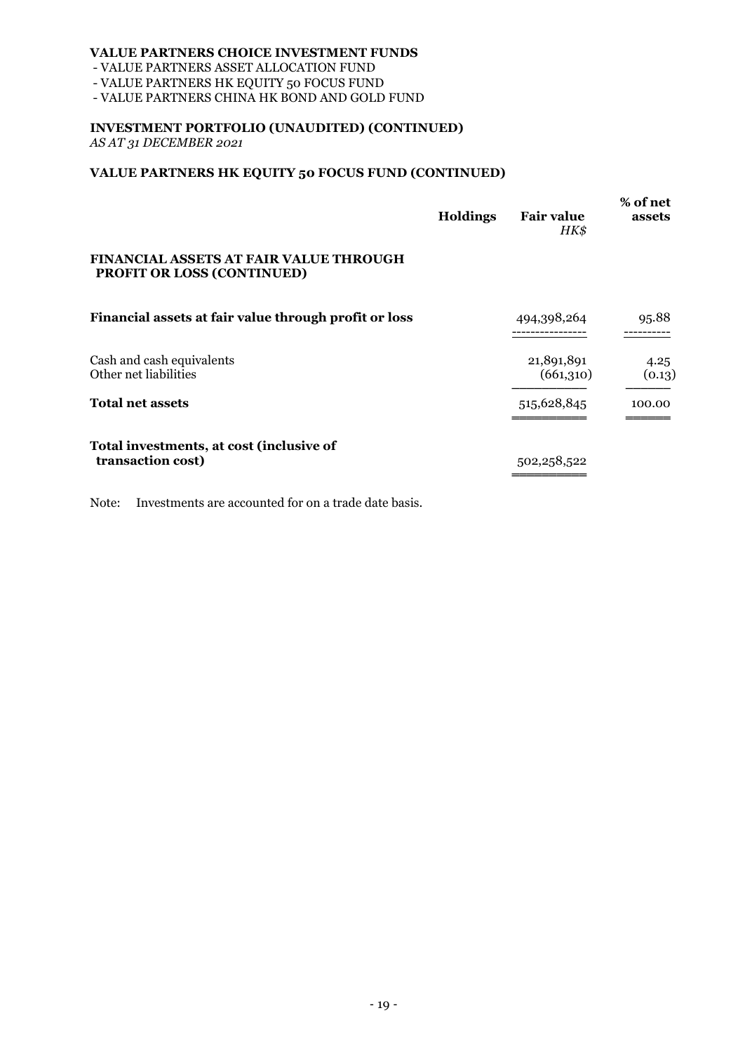**VALUE PARTNERS CHOICE INVESTMENT FUNDS**
- VALUE PARTNERS ASSET ALLOCATION FUND
- VALUE PARTNERS HK EQUITY 50 FOCUS FUND
- VALUE PARTNERS CHINA HK BOND AND GOLD FUND

**INVESTMENT PORTFOLIO (UNAUDITED) (CONTINUED)**
*AS AT 31 DECEMBER 2021*

**VALUE PARTNERS HK EQUITY 50 FOCUS FUND (CONTINUED)**

| | Holdings | Fair value *HK$* | % of net assets |
|---|---|---|---|
| **FINANCIAL ASSETS AT FAIR VALUE THROUGH PROFIT OR LOSS (CONTINUED)** | | | |
| **Financial assets at fair value through profit or loss** | | 494,398,264 | 95.88 |
| Cash and cash equivalents | | 21,891,891 | 4.25 |
| Other net liabilities | | (661,310) | (0.13) |
| **Total net assets** | | 515,628,845 | 100.00 |
| **Total investments, at cost (inclusive of transaction cost)** | | 502,258,522 | |

Note: Investments are accounted for on a trade date basis.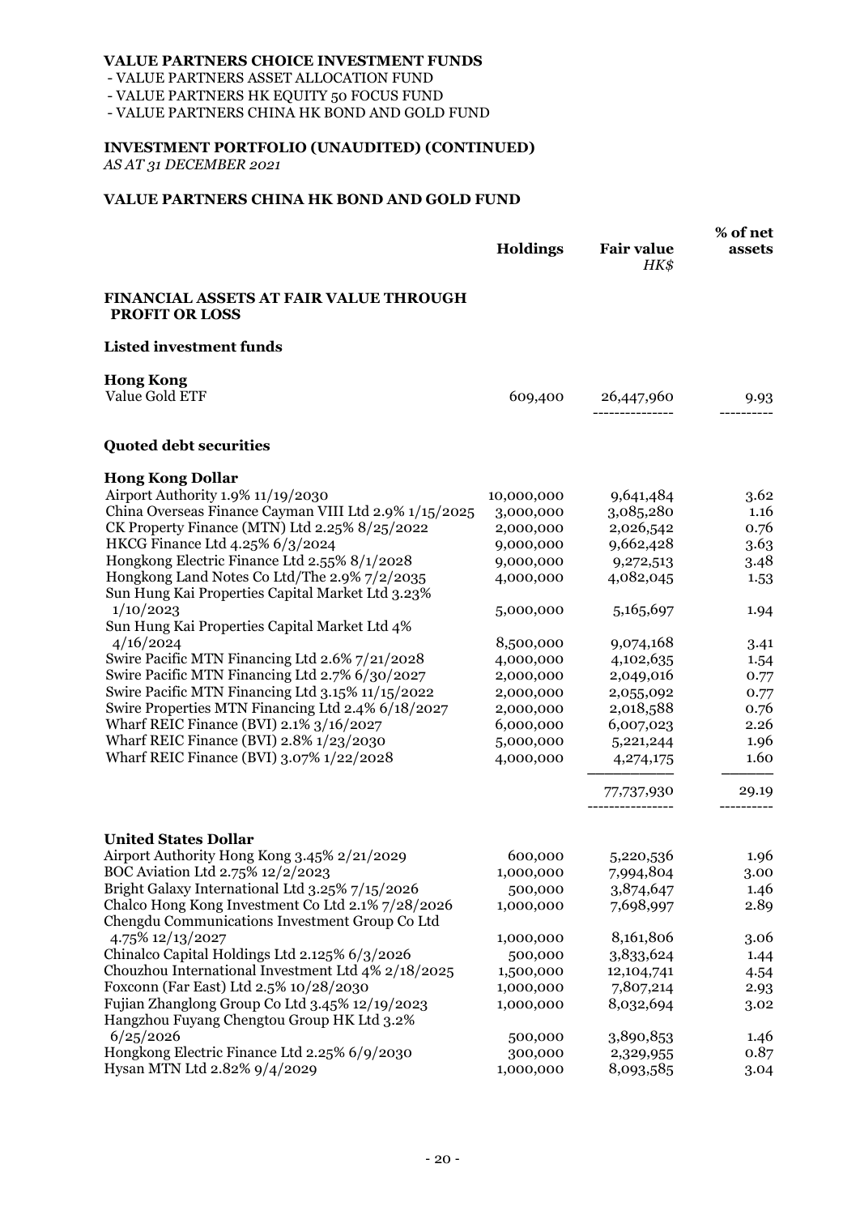**VALUE PARTNERS CHOICE INVESTMENT FUNDS**
- VALUE PARTNERS ASSET ALLOCATION FUND
- VALUE PARTNERS HK EQUITY 50 FOCUS FUND
- VALUE PARTNERS CHINA HK BOND AND GOLD FUND

**INVESTMENT PORTFOLIO (UNAUDITED) (CONTINUED)**
*AS AT 31 DECEMBER 2021*

**VALUE PARTNERS CHINA HK BOND AND GOLD FUND**

| | Holdings | Fair value *HK$* | % of net assets |
|---|---|---|---|
| **FINANCIAL ASSETS AT FAIR VALUE THROUGH PROFIT OR LOSS** | | | |
| **Listed investment funds** | | | |
| **Hong Kong** | | | |
| Value Gold ETF | 609,400 | 26,447,960 | 9.93 |
| **Quoted debt securities** | | | |
| **Hong Kong Dollar** | | | |
| Airport Authority 1.9% 11/19/2030 | 10,000,000 | 9,641,484 | 3.62 |
| China Overseas Finance Cayman VIII Ltd 2.9% 1/15/2025 | 3,000,000 | 3,085,280 | 1.16 |
| CK Property Finance (MTN) Ltd 2.25% 8/25/2022 | 2,000,000 | 2,026,542 | 0.76 |
| HKCG Finance Ltd 4.25% 6/3/2024 | 9,000,000 | 9,662,428 | 3.63 |
| Hongkong Electric Finance Ltd 2.55% 8/1/2028 | 9,000,000 | 9,272,513 | 3.48 |
| Hongkong Land Notes Co Ltd/The 2.9% 7/2/2035 | 4,000,000 | 4,082,045 | 1.53 |
| Sun Hung Kai Properties Capital Market Ltd 3.23% 1/10/2023 | 5,000,000 | 5,165,697 | 1.94 |
| Sun Hung Kai Properties Capital Market Ltd 4% 4/16/2024 | 8,500,000 | 9,074,168 | 3.41 |
| Swire Pacific MTN Financing Ltd 2.6% 7/21/2028 | 4,000,000 | 4,102,635 | 1.54 |
| Swire Pacific MTN Financing Ltd 2.7% 6/30/2027 | 2,000,000 | 2,049,016 | 0.77 |
| Swire Pacific MTN Financing Ltd 3.15% 11/15/2022 | 2,000,000 | 2,055,092 | 0.77 |
| Swire Properties MTN Financing Ltd 2.4% 6/18/2027 | 2,000,000 | 2,018,588 | 0.76 |
| Wharf REIC Finance (BVI) 2.1% 3/16/2027 | 6,000,000 | 6,007,023 | 2.26 |
| Wharf REIC Finance (BVI) 2.8% 1/23/2030 | 5,000,000 | 5,221,244 | 1.96 |
| Wharf REIC Finance (BVI) 3.07% 1/22/2028 | 4,000,000 | 4,274,175 | 1.60 |
| | | 77,737,930 | 29.19 |
| **United States Dollar** | | | |
| Airport Authority Hong Kong 3.45% 2/21/2029 | 600,000 | 5,220,536 | 1.96 |
| BOC Aviation Ltd 2.75% 12/2/2023 | 1,000,000 | 7,994,804 | 3.00 |
| Bright Galaxy International Ltd 3.25% 7/15/2026 | 500,000 | 3,874,647 | 1.46 |
| Chalco Hong Kong Investment Co Ltd 2.1% 7/28/2026 | 1,000,000 | 7,698,997 | 2.89 |
| Chengdu Communications Investment Group Co Ltd 4.75% 12/13/2027 | 1,000,000 | 8,161,806 | 3.06 |
| Chinalco Capital Holdings Ltd 2.125% 6/3/2026 | 500,000 | 3,833,624 | 1.44 |
| Chouzhou International Investment Ltd 4% 2/18/2025 | 1,500,000 | 12,104,741 | 4.54 |
| Foxconn (Far East) Ltd 2.5% 10/28/2030 | 1,000,000 | 7,807,214 | 2.93 |
| Fujian Zhanglong Group Co Ltd 3.45% 12/19/2023 | 1,000,000 | 8,032,694 | 3.02 |
| Hangzhou Fuyang Chengtou Group HK Ltd 3.2% 6/25/2026 | 500,000 | 3,890,853 | 1.46 |
| Hongkong Electric Finance Ltd 2.25% 6/9/2030 | 300,000 | 2,329,955 | 0.87 |
| Hysan MTN Ltd 2.82% 9/4/2029 | 1,000,000 | 8,093,585 | 3.04 |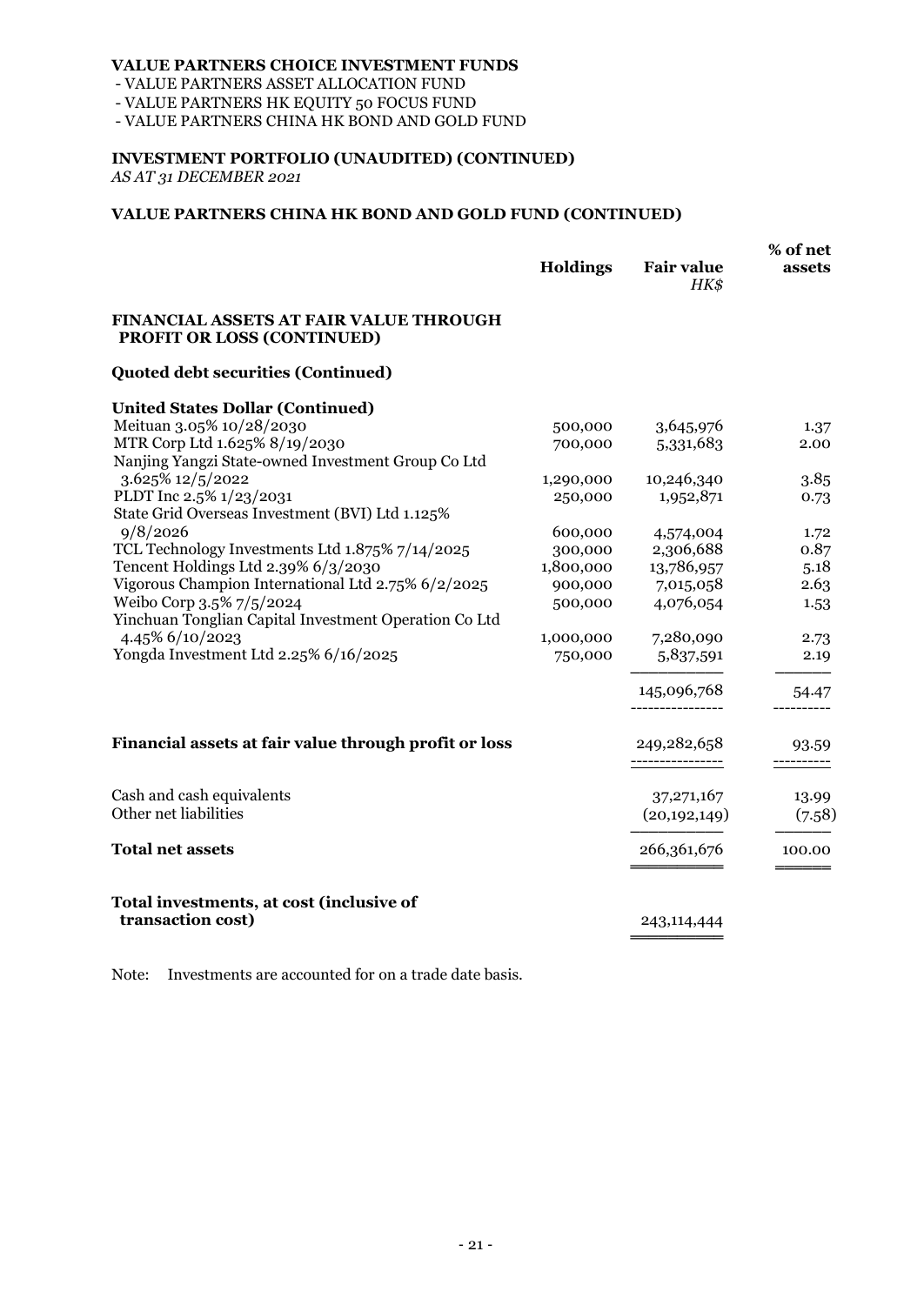**VALUE PARTNERS CHOICE INVESTMENT FUNDS**
- VALUE PARTNERS ASSET ALLOCATION FUND
- VALUE PARTNERS HK EQUITY 50 FOCUS FUND
- VALUE PARTNERS CHINA HK BOND AND GOLD FUND

**INVESTMENT PORTFOLIO (UNAUDITED) (CONTINUED)**
*AS AT 31 DECEMBER 2021*

**VALUE PARTNERS CHINA HK BOND AND GOLD FUND (CONTINUED)**

| | Holdings | Fair value *HK$* | % of net assets |
|---|---|---|---|
| **FINANCIAL ASSETS AT FAIR VALUE THROUGH PROFIT OR LOSS (CONTINUED)** | | | |
| **Quoted debt securities (Continued)** | | | |
| **United States Dollar (Continued)** | | | |
| Meituan 3.05% 10/28/2030 | 500,000 | 3,645,976 | 1.37 |
| MTR Corp Ltd 1.625% 8/19/2030 | 700,000 | 5,331,683 | 2.00 |
| Nanjing Yangzi State-owned Investment Group Co Ltd 3.625% 12/5/2022 | 1,290,000 | 10,246,340 | 3.85 |
| PLDT Inc 2.5% 1/23/2031 | 250,000 | 1,952,871 | 0.73 |
| State Grid Overseas Investment (BVI) Ltd 1.125% 9/8/2026 | 600,000 | 4,574,004 | 1.72 |
| TCL Technology Investments Ltd 1.875% 7/14/2025 | 300,000 | 2,306,688 | 0.87 |
| Tencent Holdings Ltd 2.39% 6/3/2030 | 1,800,000 | 13,786,957 | 5.18 |
| Vigorous Champion International Ltd 2.75% 6/2/2025 | 900,000 | 7,015,058 | 2.63 |
| Weibo Corp 3.5% 7/5/2024 | 500,000 | 4,076,054 | 1.53 |
| Yinchuan Tonglian Capital Investment Operation Co Ltd 4.45% 6/10/2023 | 1,000,000 | 7,280,090 | 2.73 |
| Yongda Investment Ltd 2.25% 6/16/2025 | 750,000 | 5,837,591 | 2.19 |
| | | 145,096,768 | 54.47 |
| **Financial assets at fair value through profit or loss** | | 249,282,658 | 93.59 |
| Cash and cash equivalents | | 37,271,167 | 13.99 |
| Other net liabilities | | (20,192,149) | (7.58) |
| **Total net assets** | | 266,361,676 | 100.00 |
| **Total investments, at cost (inclusive of transaction cost)** | | 243,114,444 | |

Note: Investments are accounted for on a trade date basis.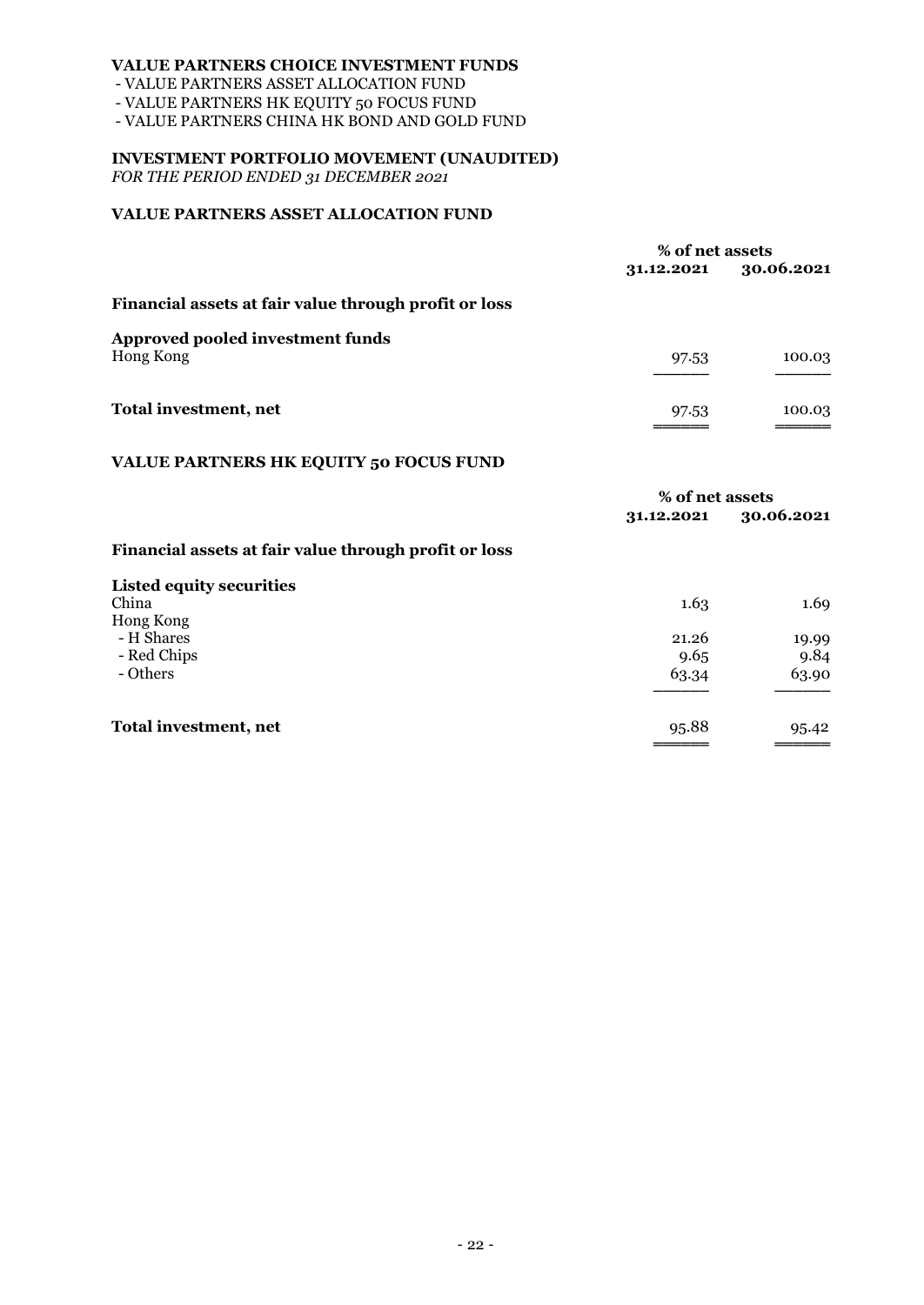**VALUE PARTNERS CHOICE INVESTMENT FUNDS**

- VALUE PARTNERS ASSET ALLOCATION FUND
- VALUE PARTNERS HK EQUITY 50 FOCUS FUND
- VALUE PARTNERS CHINA HK BOND AND GOLD FUND

**INVESTMENT PORTFOLIO MOVEMENT (UNAUDITED)**

*FOR THE PERIOD ENDED 31 DECEMBER 2021*

**VALUE PARTNERS ASSET ALLOCATION FUND**

| | % of net assets | |
|---|---|---|
| | **31.12.2021** | **30.06.2021** |
| **Financial assets at fair value through profit or loss** | | |
| **Approved pooled investment funds** | | |
| Hong Kong | 97.53 | 100.03 |
| **Total investment, net** | 97.53 | 100.03 |

**VALUE PARTNERS HK EQUITY 50 FOCUS FUND**

| | % of net assets | |
|---|---|---|
| | **31.12.2021** | **30.06.2021** |
| **Financial assets at fair value through profit or loss** | | |
| **Listed equity securities** | | |
| China | 1.63 | 1.69 |
| Hong Kong | | |
| - H Shares | 21.26 | 19.99 |
| - Red Chips | 9.65 | 9.84 |
| - Others | 63.34 | 63.90 |
| **Total investment, net** | 95.88 | 95.42 |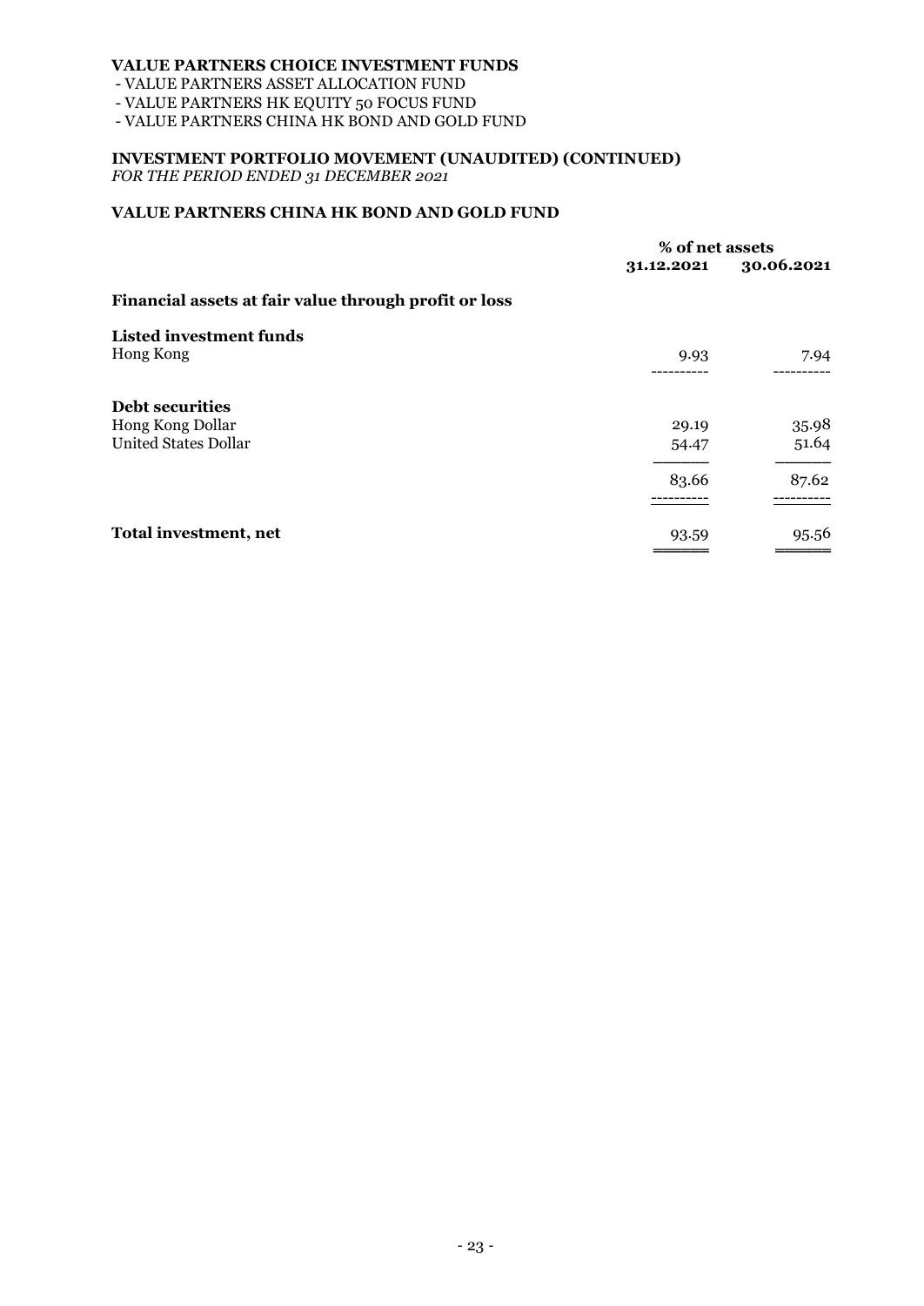**VALUE PARTNERS CHOICE INVESTMENT FUNDS**

- VALUE PARTNERS ASSET ALLOCATION FUND
- VALUE PARTNERS HK EQUITY 50 FOCUS FUND
- VALUE PARTNERS CHINA HK BOND AND GOLD FUND

**INVESTMENT PORTFOLIO MOVEMENT (UNAUDITED) (CONTINUED)**

*FOR THE PERIOD ENDED 31 DECEMBER 2021*

**VALUE PARTNERS CHINA HK BOND AND GOLD FUND**

| | % of net assets | |
|---|---|---|
| | **31.12.2021** | **30.06.2021** |
| **Financial assets at fair value through profit or loss** | | |
| **Listed investment funds** | | |
| Hong Kong | 9.93 | 7.94 |
| **Debt securities** | | |
| Hong Kong Dollar | 29.19 | 35.98 |
| United States Dollar | 54.47 | 51.64 |
| | 83.66 | 87.62 |
| **Total investment, net** | 93.59 | 95.56 |